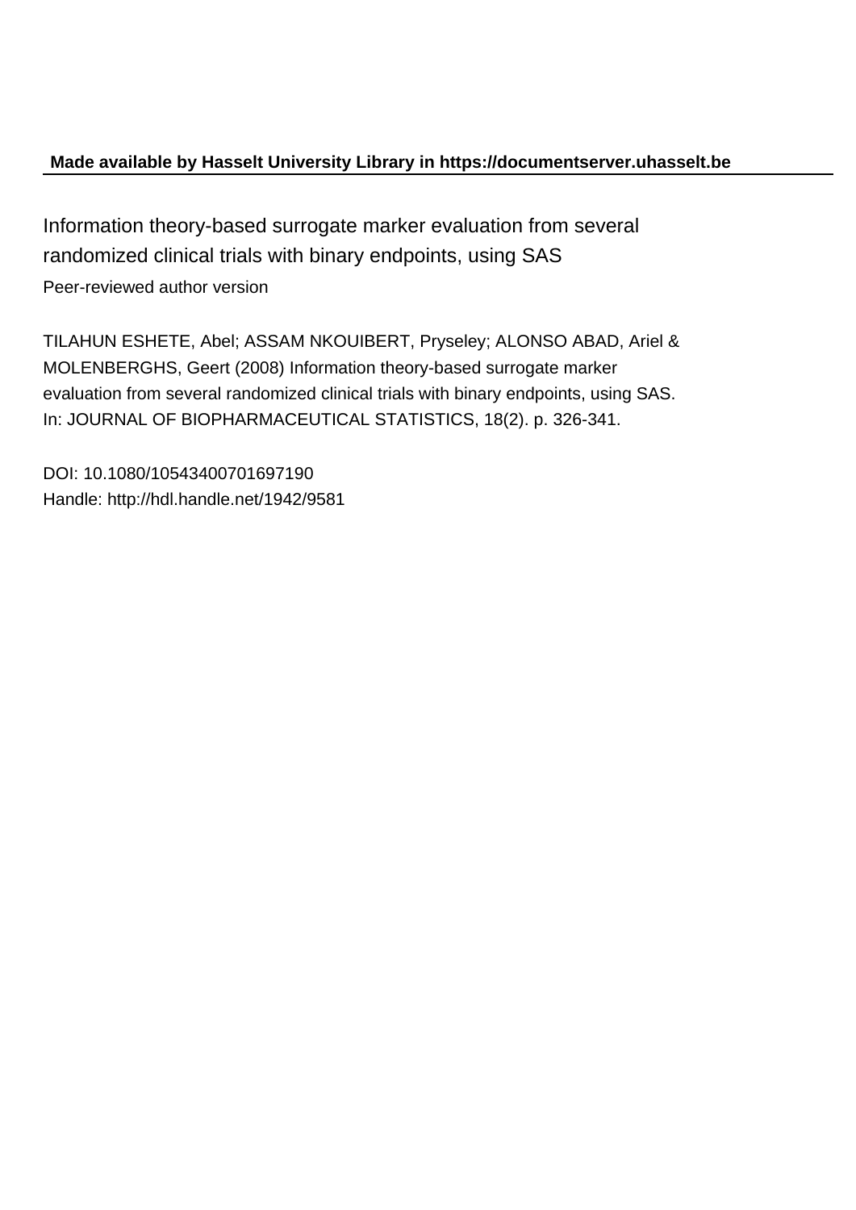**Made available by Hasselt University Library in https://documentserver.uhasselt.be**

# Information theory-based surrogate marker evaluation from several randomized clinical trials with binary endpoints, using SAS

Peer-reviewed author version

TILAHUN ESHETE, Abel; ASSAM NKOUIBERT, Pryseley; ALONSO ABAD, Ariel & MOLENBERGHS, Geert (2008) Information theory-based surrogate marker evaluation from several randomized clinical trials with binary endpoints, using SAS. In: JOURNAL OF BIOPHARMACEUTICAL STATISTICS, 18(2). p. 326-341.

DOI: 10.1080/10543400701697190
Handle: http://hdl.handle.net/1942/9581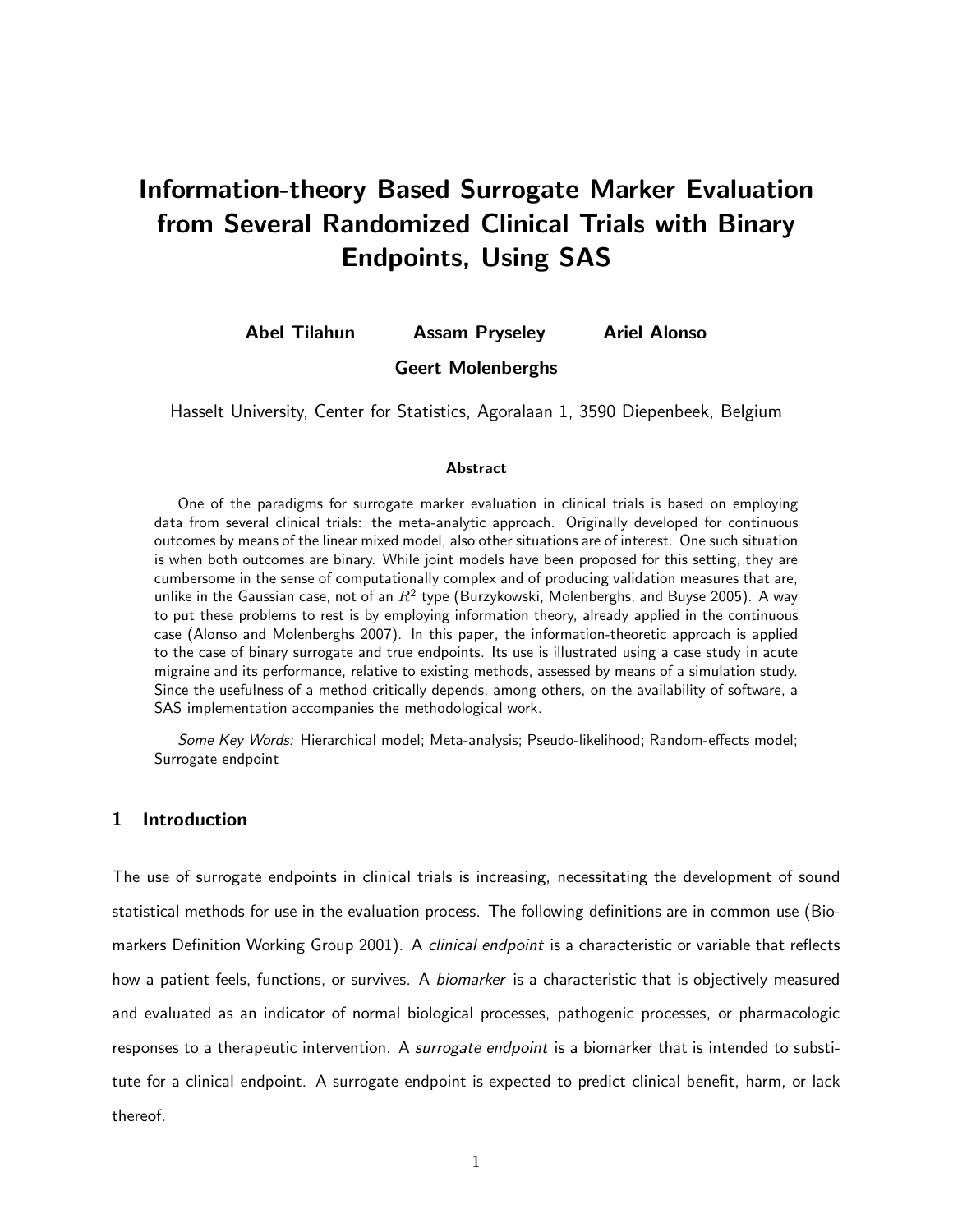# Information-theory Based Surrogate Marker Evaluation from Several Randomized Clinical Trials with Binary Endpoints, Using SAS

**Abel Tilahun** **Assam Pryseley** **Ariel Alonso**

**Geert Molenberghs**

Hasselt University, Center for Statistics, Agoralaan 1, 3590 Diepenbeek, Belgium

**Abstract**

One of the paradigms for surrogate marker evaluation in clinical trials is based on employing data from several clinical trials: the meta-analytic approach. Originally developed for continuous outcomes by means of the linear mixed model, also other situations are of interest. One such situation is when both outcomes are binary. While joint models have been proposed for this setting, they are cumbersome in the sense of computationally complex and of producing validation measures that are, unlike in the Gaussian case, not of an $R^2$ type (Burzykowski, Molenberghs, and Buyse 2005). A way to put these problems to rest is by employing information theory, already applied in the continuous case (Alonso and Molenberghs 2007). In this paper, the information-theoretic approach is applied to the case of binary surrogate and true endpoints. Its use is illustrated using a case study in acute migraine and its performance, relative to existing methods, assessed by means of a simulation study. Since the usefulness of a method critically depends, among others, on the availability of software, a SAS implementation accompanies the methodological work.

*Some Key Words:* Hierarchical model; Meta-analysis; Pseudo-likelihood; Random-effects model; Surrogate endpoint

## 1 Introduction

The use of surrogate endpoints in clinical trials is increasing, necessitating the development of sound statistical methods for use in the evaluation process. The following definitions are in common use (Biomarkers Definition Working Group 2001). A *clinical endpoint* is a characteristic or variable that reflects how a patient feels, functions, or survives. A *biomarker* is a characteristic that is objectively measured and evaluated as an indicator of normal biological processes, pathogenic processes, or pharmacologic responses to a therapeutic intervention. A *surrogate endpoint* is a biomarker that is intended to substitute for a clinical endpoint. A surrogate endpoint is expected to predict clinical benefit, harm, or lack thereof.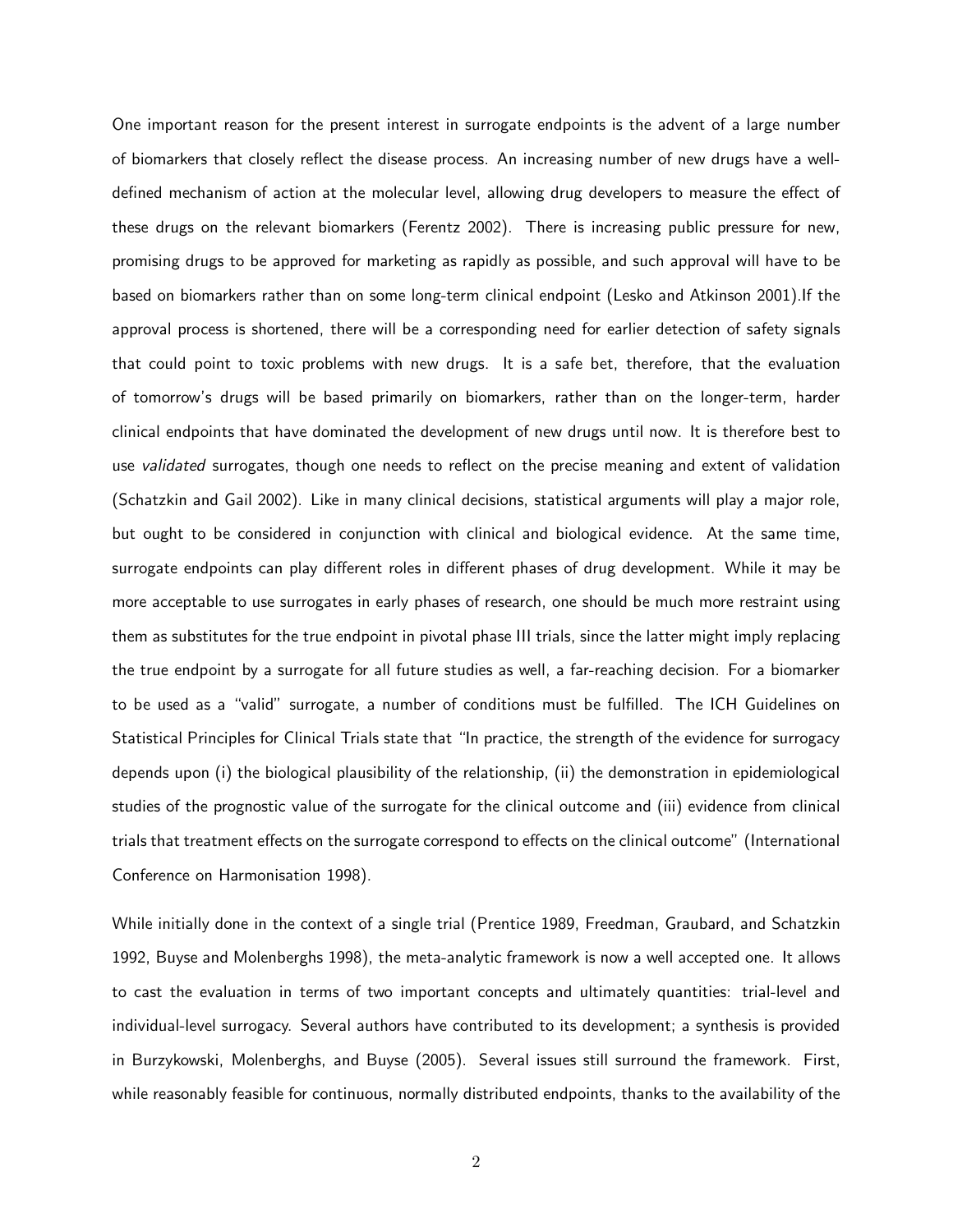One important reason for the present interest in surrogate endpoints is the advent of a large number of biomarkers that closely reflect the disease process. An increasing number of new drugs have a well-defined mechanism of action at the molecular level, allowing drug developers to measure the effect of these drugs on the relevant biomarkers (Ferentz 2002). There is increasing public pressure for new, promising drugs to be approved for marketing as rapidly as possible, and such approval will have to be based on biomarkers rather than on some long-term clinical endpoint (Lesko and Atkinson 2001).If the approval process is shortened, there will be a corresponding need for earlier detection of safety signals that could point to toxic problems with new drugs. It is a safe bet, therefore, that the evaluation of tomorrow's drugs will be based primarily on biomarkers, rather than on the longer-term, harder clinical endpoints that have dominated the development of new drugs until now. It is therefore best to use *validated* surrogates, though one needs to reflect on the precise meaning and extent of validation (Schatzkin and Gail 2002). Like in many clinical decisions, statistical arguments will play a major role, but ought to be considered in conjunction with clinical and biological evidence. At the same time, surrogate endpoints can play different roles in different phases of drug development. While it may be more acceptable to use surrogates in early phases of research, one should be much more restraint using them as substitutes for the true endpoint in pivotal phase III trials, since the latter might imply replacing the true endpoint by a surrogate for all future studies as well, a far-reaching decision. For a biomarker to be used as a "valid" surrogate, a number of conditions must be fulfilled. The ICH Guidelines on Statistical Principles for Clinical Trials state that "In practice, the strength of the evidence for surrogacy depends upon (i) the biological plausibility of the relationship, (ii) the demonstration in epidemiological studies of the prognostic value of the surrogate for the clinical outcome and (iii) evidence from clinical trials that treatment effects on the surrogate correspond to effects on the clinical outcome" (International Conference on Harmonisation 1998).

While initially done in the context of a single trial (Prentice 1989, Freedman, Graubard, and Schatzkin 1992, Buyse and Molenberghs 1998), the meta-analytic framework is now a well accepted one. It allows to cast the evaluation in terms of two important concepts and ultimately quantities: trial-level and individual-level surrogacy. Several authors have contributed to its development; a synthesis is provided in Burzykowski, Molenberghs, and Buyse (2005). Several issues still surround the framework. First, while reasonably feasible for continuous, normally distributed endpoints, thanks to the availability of the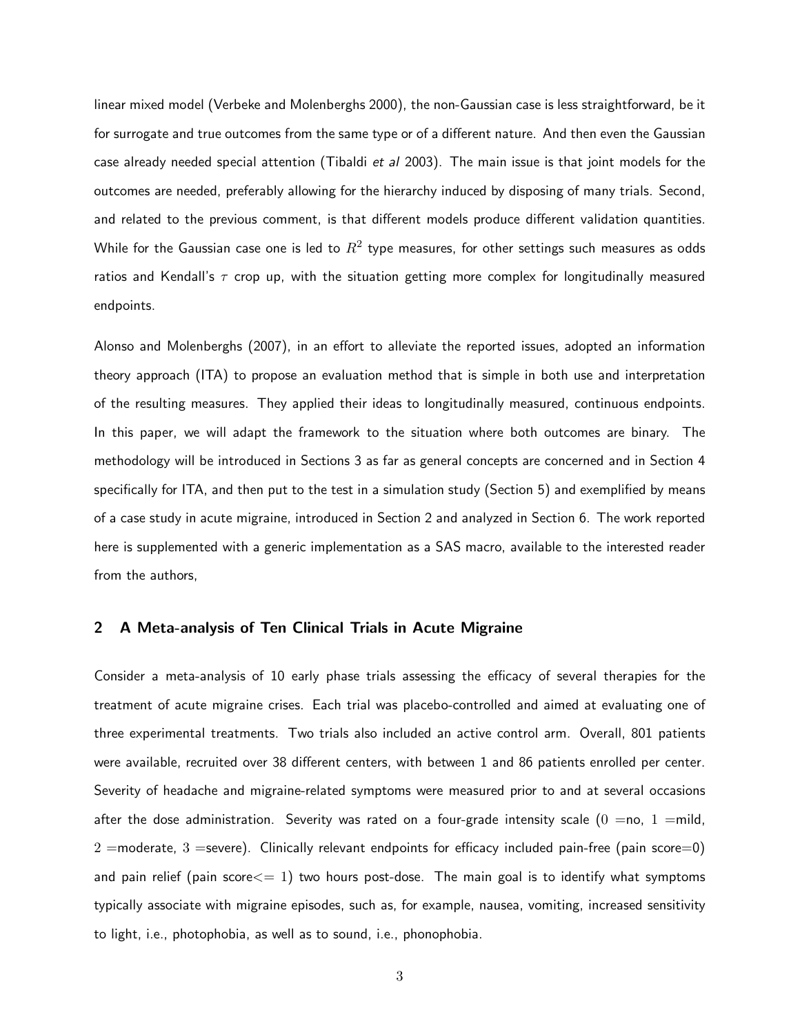linear mixed model (Verbeke and Molenberghs 2000), the non-Gaussian case is less straightforward, be it for surrogate and true outcomes from the same type or of a different nature. And then even the Gaussian case already needed special attention (Tibaldi *et al* 2003). The main issue is that joint models for the outcomes are needed, preferably allowing for the hierarchy induced by disposing of many trials. Second, and related to the previous comment, is that different models produce different validation quantities. While for the Gaussian case one is led to $R^2$ type measures, for other settings such measures as odds ratios and Kendall's $\tau$ crop up, with the situation getting more complex for longitudinally measured endpoints.

Alonso and Molenberghs (2007), in an effort to alleviate the reported issues, adopted an information theory approach (ITA) to propose an evaluation method that is simple in both use and interpretation of the resulting measures. They applied their ideas to longitudinally measured, continuous endpoints. In this paper, we will adapt the framework to the situation where both outcomes are binary. The methodology will be introduced in Sections 3 as far as general concepts are concerned and in Section 4 specifically for ITA, and then put to the test in a simulation study (Section 5) and exemplified by means of a case study in acute migraine, introduced in Section 2 and analyzed in Section 6. The work reported here is supplemented with a generic implementation as a SAS macro, available to the interested reader from the authors,

## 2 A Meta-analysis of Ten Clinical Trials in Acute Migraine

Consider a meta-analysis of 10 early phase trials assessing the efficacy of several therapies for the treatment of acute migraine crises. Each trial was placebo-controlled and aimed at evaluating one of three experimental treatments. Two trials also included an active control arm. Overall, 801 patients were available, recruited over 38 different centers, with between 1 and 86 patients enrolled per center. Severity of headache and migraine-related symptoms were measured prior to and at several occasions after the dose administration. Severity was rated on a four-grade intensity scale ($0$ =no, $1$ =mild, $2$ =moderate, $3$ =severe). Clinically relevant endpoints for efficacy included pain-free (pain score=0) and pain relief (pain score$<= 1$) two hours post-dose. The main goal is to identify what symptoms typically associate with migraine episodes, such as, for example, nausea, vomiting, increased sensitivity to light, i.e., photophobia, as well as to sound, i.e., phonophobia.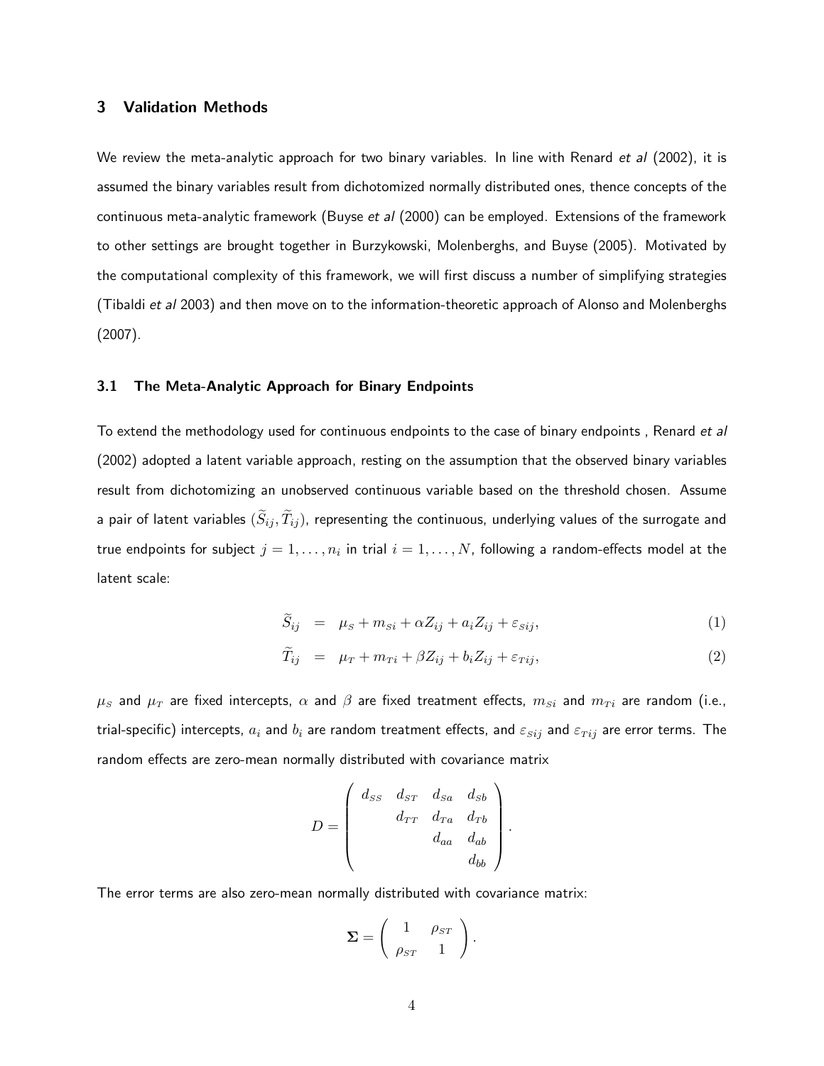## 3 Validation Methods

We review the meta-analytic approach for two binary variables. In line with Renard *et al* (2002), it is assumed the binary variables result from dichotomized normally distributed ones, thence concepts of the continuous meta-analytic framework (Buyse *et al* (2000) can be employed. Extensions of the framework to other settings are brought together in Burzykowski, Molenberghs, and Buyse (2005). Motivated by the computational complexity of this framework, we will first discuss a number of simplifying strategies (Tibaldi *et al* 2003) and then move on to the information-theoretic approach of Alonso and Molenberghs (2007).

### 3.1 The Meta-Analytic Approach for Binary Endpoints

To extend the methodology used for continuous endpoints to the case of binary endpoints , Renard *et al* (2002) adopted a latent variable approach, resting on the assumption that the observed binary variables result from dichotomizing an unobserved continuous variable based on the threshold chosen. Assume a pair of latent variables $(\widetilde{S}_{ij}, \widetilde{T}_{ij})$, representing the continuous, underlying values of the surrogate and true endpoints for subject $j = 1, \ldots, n_i$ in trial $i = 1, \ldots, N$, following a random-effects model at the latent scale:

$$\widetilde{S}_{ij} = \mu_S + m_{Si} + \alpha Z_{ij} + a_i Z_{ij} + \varepsilon_{Sij}, \tag{1}$$

$$\widetilde{T}_{ij} = \mu_T + m_{Ti} + \beta Z_{ij} + b_i Z_{ij} + \varepsilon_{Tij}, \tag{2}$$

$\mu_S$ and $\mu_T$ are fixed intercepts, $\alpha$ and $\beta$ are fixed treatment effects, $m_{Si}$ and $m_{Ti}$ are random (i.e., trial-specific) intercepts, $a_i$ and $b_i$ are random treatment effects, and $\varepsilon_{Sij}$ and $\varepsilon_{Tij}$ are error terms. The random effects are zero-mean normally distributed with covariance matrix

$$D = \begin{pmatrix} d_{SS} & d_{ST} & d_{Sa} & d_{Sb} \\ & d_{TT} & d_{Ta} & d_{Tb} \\ & & d_{aa} & d_{ab} \\ & & & d_{bb} \end{pmatrix}.$$

The error terms are also zero-mean normally distributed with covariance matrix:

$$\mathbf{\Sigma} = \begin{pmatrix} 1 & \rho_{ST} \\ \rho_{ST} & 1 \end{pmatrix}.$$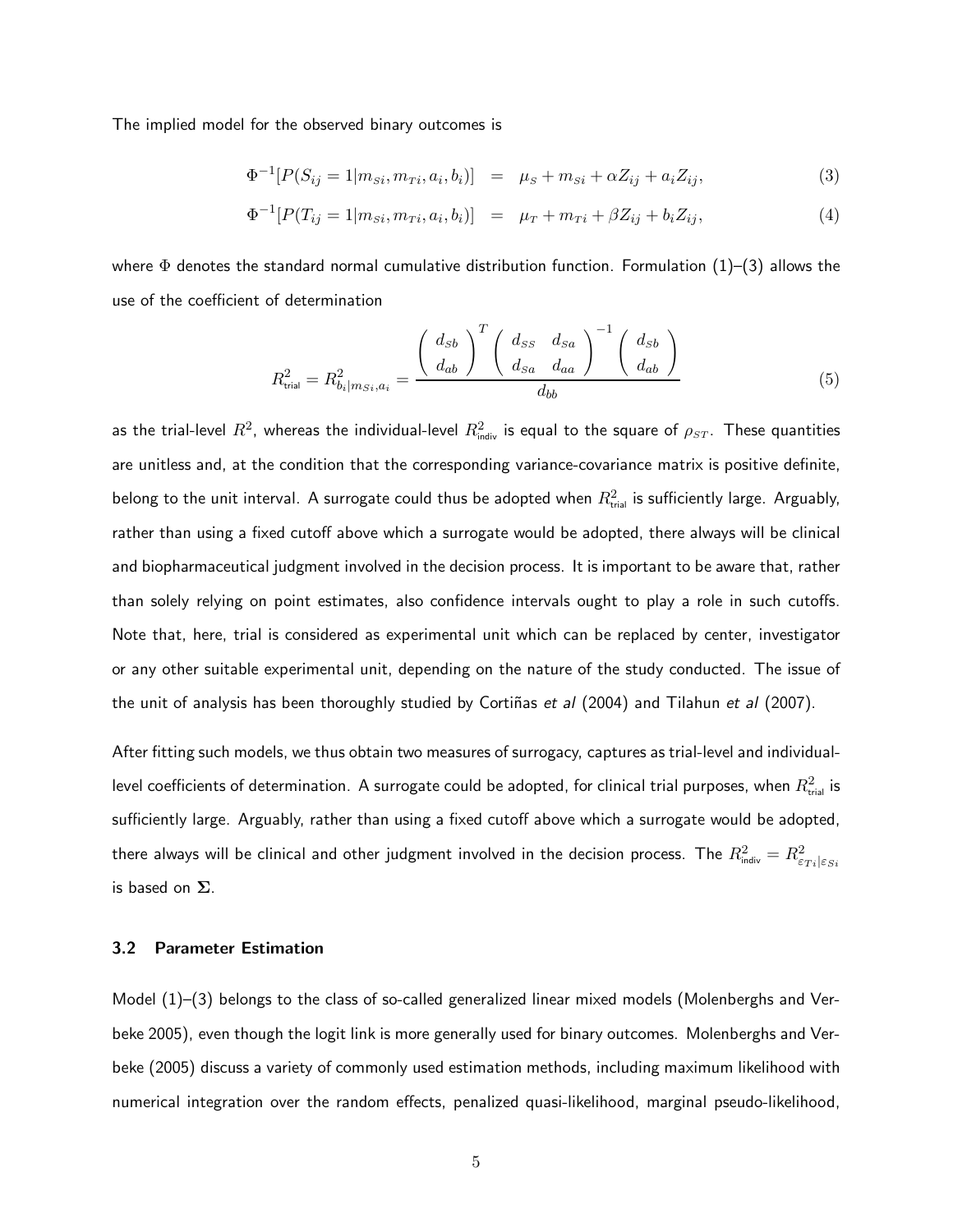The implied model for the observed binary outcomes is

$$\Phi^{-1}[P(S_{ij} = 1|m_{Si}, m_{Ti}, a_i, b_i)] = \mu_S + m_{Si} + \alpha Z_{ij} + a_i Z_{ij}, \tag{3}$$

$$\Phi^{-1}[P(T_{ij} = 1|m_{Si}, m_{Ti}, a_i, b_i)] = \mu_T + m_{Ti} + \beta Z_{ij} + b_i Z_{ij}, \tag{4}$$

where $\Phi$ denotes the standard normal cumulative distribution function. Formulation (1)–(3) allows the use of the coefficient of determination

$$R^2_{\text{trial}} = R^2_{b_i|m_{Si},a_i} = \frac{\begin{pmatrix} d_{Sb} \\ d_{ab} \end{pmatrix}^T \begin{pmatrix} d_{SS} & d_{Sa} \\ d_{Sa} & d_{aa} \end{pmatrix}^{-1} \begin{pmatrix} d_{Sb} \\ d_{ab} \end{pmatrix}}{d_{bb}} \tag{5}$$

as the trial-level $R^2$, whereas the individual-level $R^2_{\text{indiv}}$ is equal to the square of $\rho_{ST}$. These quantities are unitless and, at the condition that the corresponding variance-covariance matrix is positive definite, belong to the unit interval. A surrogate could thus be adopted when $R^2_{\text{trial}}$ is sufficiently large. Arguably, rather than using a fixed cutoff above which a surrogate would be adopted, there always will be clinical and biopharmaceutical judgment involved in the decision process. It is important to be aware that, rather than solely relying on point estimates, also confidence intervals ought to play a role in such cutoffs. Note that, here, trial is considered as experimental unit which can be replaced by center, investigator or any other suitable experimental unit, depending on the nature of the study conducted. The issue of the unit of analysis has been thoroughly studied by Cortiñas *et al* (2004) and Tilahun *et al* (2007).

After fitting such models, we thus obtain two measures of surrogacy, captures as trial-level and individual-level coefficients of determination. A surrogate could be adopted, for clinical trial purposes, when $R^2_{\text{trial}}$ is sufficiently large. Arguably, rather than using a fixed cutoff above which a surrogate would be adopted, there always will be clinical and other judgment involved in the decision process. The $R^2_{\text{indiv}} = R^2_{\varepsilon_{Ti}|\varepsilon_{Si}}$ is based on $\mathbf{\Sigma}$.

### 3.2 Parameter Estimation

Model (1)–(3) belongs to the class of so-called generalized linear mixed models (Molenberghs and Verbeke 2005), even though the logit link is more generally used for binary outcomes. Molenberghs and Verbeke (2005) discuss a variety of commonly used estimation methods, including maximum likelihood with numerical integration over the random effects, penalized quasi-likelihood, marginal pseudo-likelihood,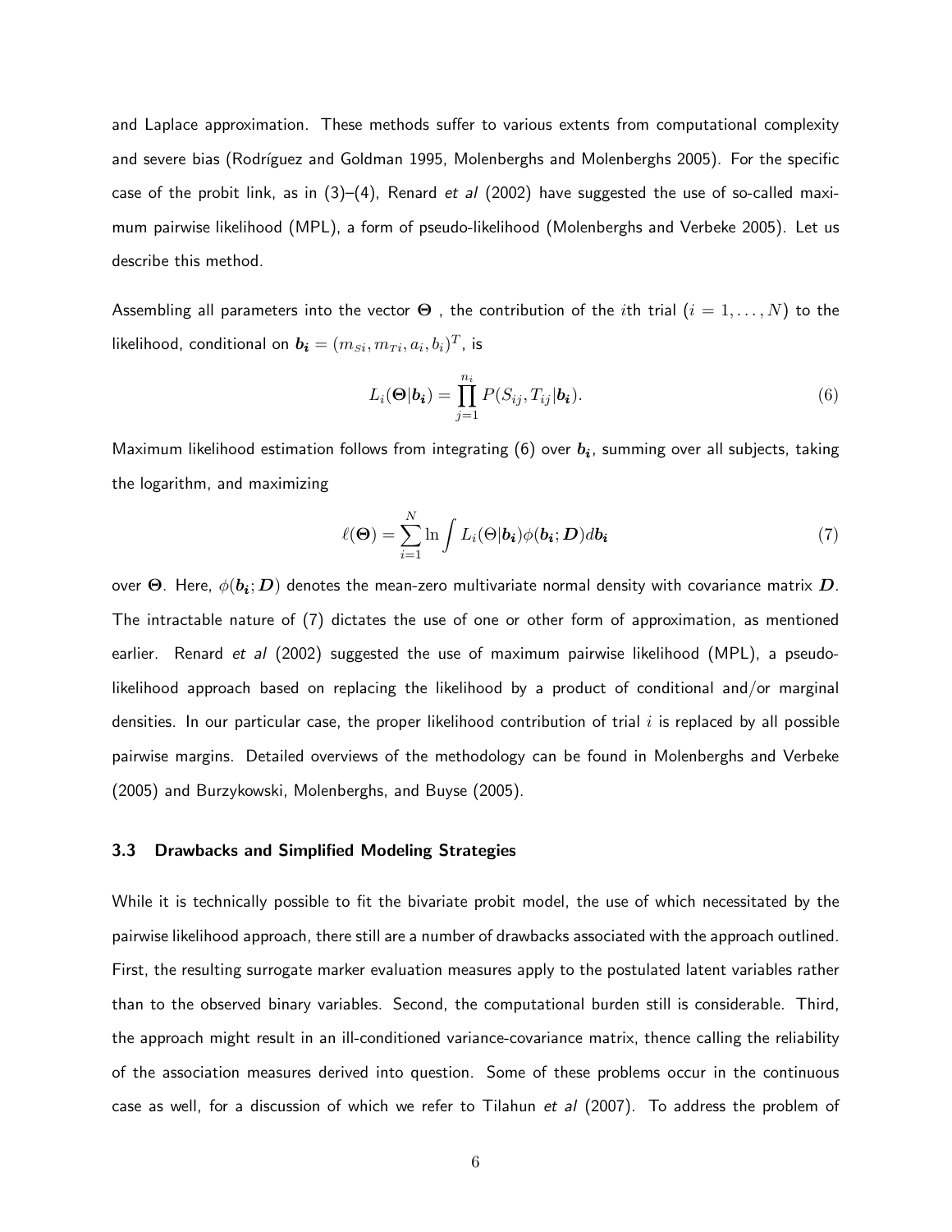and Laplace approximation. These methods suffer to various extents from computational complexity and severe bias (Rodríguez and Goldman 1995, Molenberghs and Molenberghs 2005). For the specific case of the probit link, as in (3)–(4), Renard *et al* (2002) have suggested the use of so-called maximum pairwise likelihood (MPL), a form of pseudo-likelihood (Molenberghs and Verbeke 2005). Let us describe this method.

Assembling all parameters into the vector $\boldsymbol{\Theta}$ , the contribution of the $i$th trial ($i = 1, \ldots, N$) to the likelihood, conditional on $\boldsymbol{b_i} = (m_{Si}, m_{Ti}, a_i, b_i)^T$, is

$$L_i(\boldsymbol{\Theta}|\boldsymbol{b_i}) = \prod_{j=1}^{n_i} P(S_{ij}, T_{ij}|\boldsymbol{b_i}). \tag{6}$$

Maximum likelihood estimation follows from integrating (6) over $\boldsymbol{b_i}$, summing over all subjects, taking the logarithm, and maximizing

$$\ell(\boldsymbol{\Theta}) = \sum_{i=1}^{N} \ln \int L_i(\Theta|\boldsymbol{b_i})\phi(\boldsymbol{b_i}; \boldsymbol{D})d\boldsymbol{b_i} \tag{7}$$

over $\boldsymbol{\Theta}$. Here, $\phi(\boldsymbol{b_i}; \boldsymbol{D})$ denotes the mean-zero multivariate normal density with covariance matrix $\boldsymbol{D}$. The intractable nature of (7) dictates the use of one or other form of approximation, as mentioned earlier. Renard *et al* (2002) suggested the use of maximum pairwise likelihood (MPL), a pseudo-likelihood approach based on replacing the likelihood by a product of conditional and/or marginal densities. In our particular case, the proper likelihood contribution of trial $i$ is replaced by all possible pairwise margins. Detailed overviews of the methodology can be found in Molenberghs and Verbeke (2005) and Burzykowski, Molenberghs, and Buyse (2005).

### 3.3 Drawbacks and Simplified Modeling Strategies

While it is technically possible to fit the bivariate probit model, the use of which necessitated by the pairwise likelihood approach, there still are a number of drawbacks associated with the approach outlined. First, the resulting surrogate marker evaluation measures apply to the postulated latent variables rather than to the observed binary variables. Second, the computational burden still is considerable. Third, the approach might result in an ill-conditioned variance-covariance matrix, thence calling the reliability of the association measures derived into question. Some of these problems occur in the continuous case as well, for a discussion of which we refer to Tilahun *et al* (2007). To address the problem of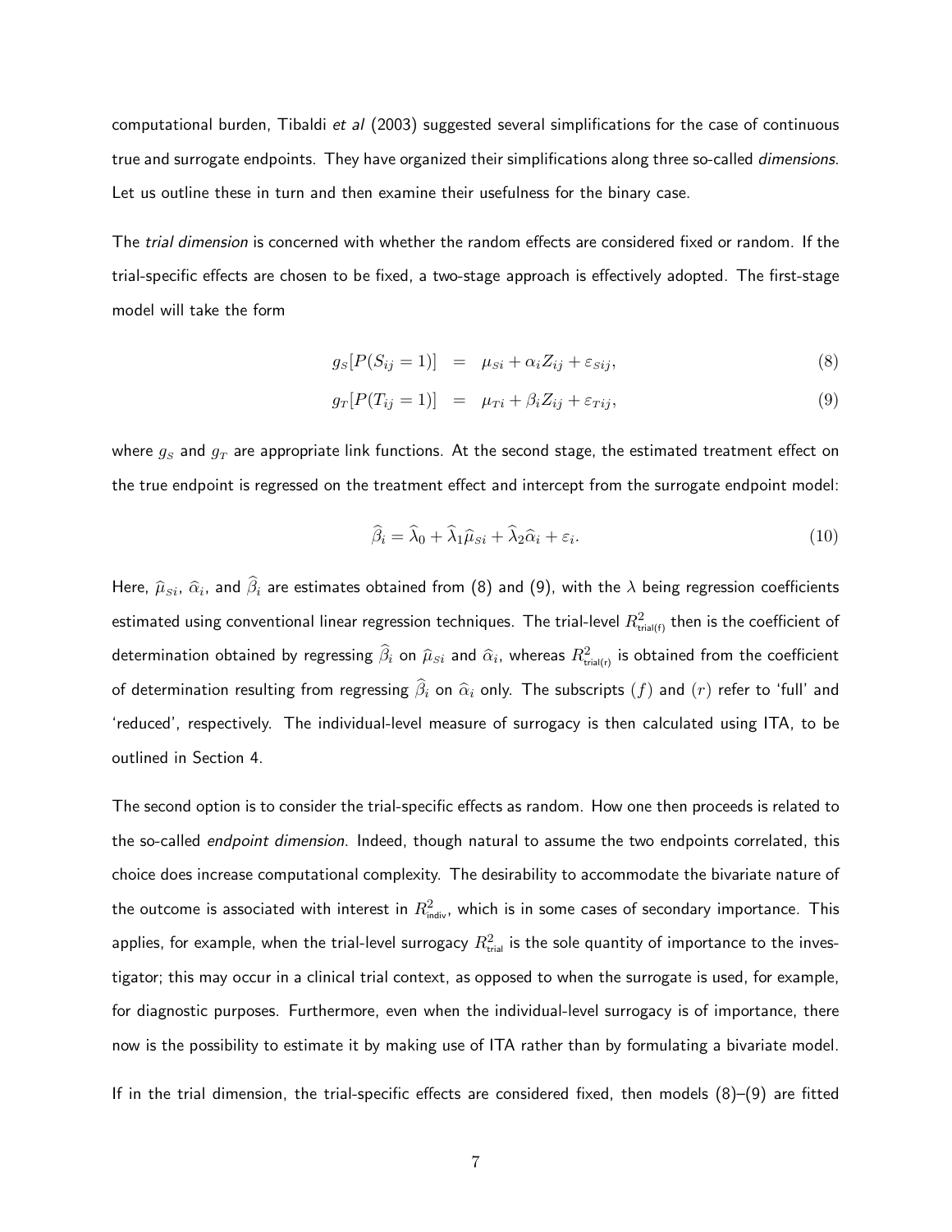computational burden, Tibaldi *et al* (2003) suggested several simplifications for the case of continuous true and surrogate endpoints. They have organized their simplifications along three so-called *dimensions*. Let us outline these in turn and then examine their usefulness for the binary case.

The *trial dimension* is concerned with whether the random effects are considered fixed or random. If the trial-specific effects are chosen to be fixed, a two-stage approach is effectively adopted. The first-stage model will take the form

$$g_S[P(S_{ij} = 1)] = \mu_{Si} + \alpha_i Z_{ij} + \varepsilon_{Sij}, \tag{8}$$

$$g_T[P(T_{ij} = 1)] = \mu_{Ti} + \beta_i Z_{ij} + \varepsilon_{Tij}, \tag{9}$$

where $g_S$ and $g_T$ are appropriate link functions. At the second stage, the estimated treatment effect on the true endpoint is regressed on the treatment effect and intercept from the surrogate endpoint model:

$$\widehat{\beta}_i = \widehat{\lambda}_0 + \widehat{\lambda}_1 \widehat{\mu}_{Si} + \widehat{\lambda}_2 \widehat{\alpha}_i + \varepsilon_i. \tag{10}$$

Here, $\widehat{\mu}_{Si}$, $\widehat{\alpha}_i$, and $\widehat{\beta}_i$ are estimates obtained from (8) and (9), with the $\lambda$ being regression coefficients estimated using conventional linear regression techniques. The trial-level $R^2_{\text{trial(f)}}$ then is the coefficient of determination obtained by regressing $\widehat{\beta}_i$ on $\widehat{\mu}_{Si}$ and $\widehat{\alpha}_i$, whereas $R^2_{\text{trial(r)}}$ is obtained from the coefficient of determination resulting from regressing $\widehat{\beta}_i$ on $\widehat{\alpha}_i$ only. The subscripts $(f)$ and $(r)$ refer to 'full' and 'reduced', respectively. The individual-level measure of surrogacy is then calculated using ITA, to be outlined in Section 4.

The second option is to consider the trial-specific effects as random. How one then proceeds is related to the so-called *endpoint dimension*. Indeed, though natural to assume the two endpoints correlated, this choice does increase computational complexity. The desirability to accommodate the bivariate nature of the outcome is associated with interest in $R^2_{\text{indiv}}$, which is in some cases of secondary importance. This applies, for example, when the trial-level surrogacy $R^2_{\text{trial}}$ is the sole quantity of importance to the investigator; this may occur in a clinical trial context, as opposed to when the surrogate is used, for example, for diagnostic purposes. Furthermore, even when the individual-level surrogacy is of importance, there now is the possibility to estimate it by making use of ITA rather than by formulating a bivariate model.

If in the trial dimension, the trial-specific effects are considered fixed, then models (8)–(9) are fitted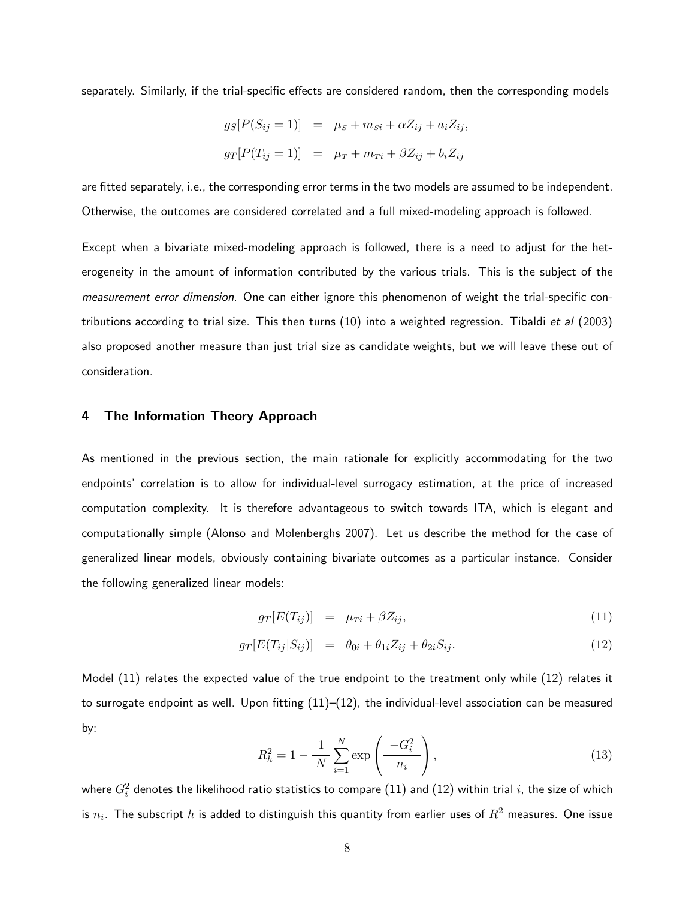separately. Similarly, if the trial-specific effects are considered random, then the corresponding models

$$
\begin{aligned}
g_S[P(S_{ij}=1)] &= \mu_S + m_{Si} + \alpha Z_{ij} + a_i Z_{ij}, \\
g_T[P(T_{ij}=1)] &= \mu_T + m_{Ti} + \beta Z_{ij} + b_i Z_{ij}
\end{aligned}
$$

are fitted separately, i.e., the corresponding error terms in the two models are assumed to be independent. Otherwise, the outcomes are considered correlated and a full mixed-modeling approach is followed.

Except when a bivariate mixed-modeling approach is followed, there is a need to adjust for the heterogeneity in the amount of information contributed by the various trials. This is the subject of the *measurement error dimension*. One can either ignore this phenomenon of weight the trial-specific contributions according to trial size. This then turns (10) into a weighted regression. Tibaldi *et al* (2003) also proposed another measure than just trial size as candidate weights, but we will leave these out of consideration.

## 4 The Information Theory Approach

As mentioned in the previous section, the main rationale for explicitly accommodating for the two endpoints' correlation is to allow for individual-level surrogacy estimation, at the price of increased computation complexity. It is therefore advantageous to switch towards ITA, which is elegant and computationally simple (Alonso and Molenberghs 2007). Let us describe the method for the case of generalized linear models, obviously containing bivariate outcomes as a particular instance. Consider the following generalized linear models:

$$
\begin{aligned}
g_T[E(T_{ij})] &= \mu_{Ti} + \beta Z_{ij}, && (11) \\
g_T[E(T_{ij}|S_{ij})] &= \theta_{0i} + \theta_{1i} Z_{ij} + \theta_{2i} S_{ij}. && (12)
\end{aligned}
$$

Model (11) relates the expected value of the true endpoint to the treatment only while (12) relates it to surrogate endpoint as well. Upon fitting (11)–(12), the individual-level association can be measured by:

$$
R_h^2 = 1 - \frac{1}{N} \sum_{i=1}^{N} \exp\left( \frac{-G_i^2}{n_i} \right), \qquad (13)
$$

where $G_i^2$ denotes the likelihood ratio statistics to compare (11) and (12) within trial $i$, the size of which is $n_i$. The subscript $h$ is added to distinguish this quantity from earlier uses of $R^2$ measures. One issue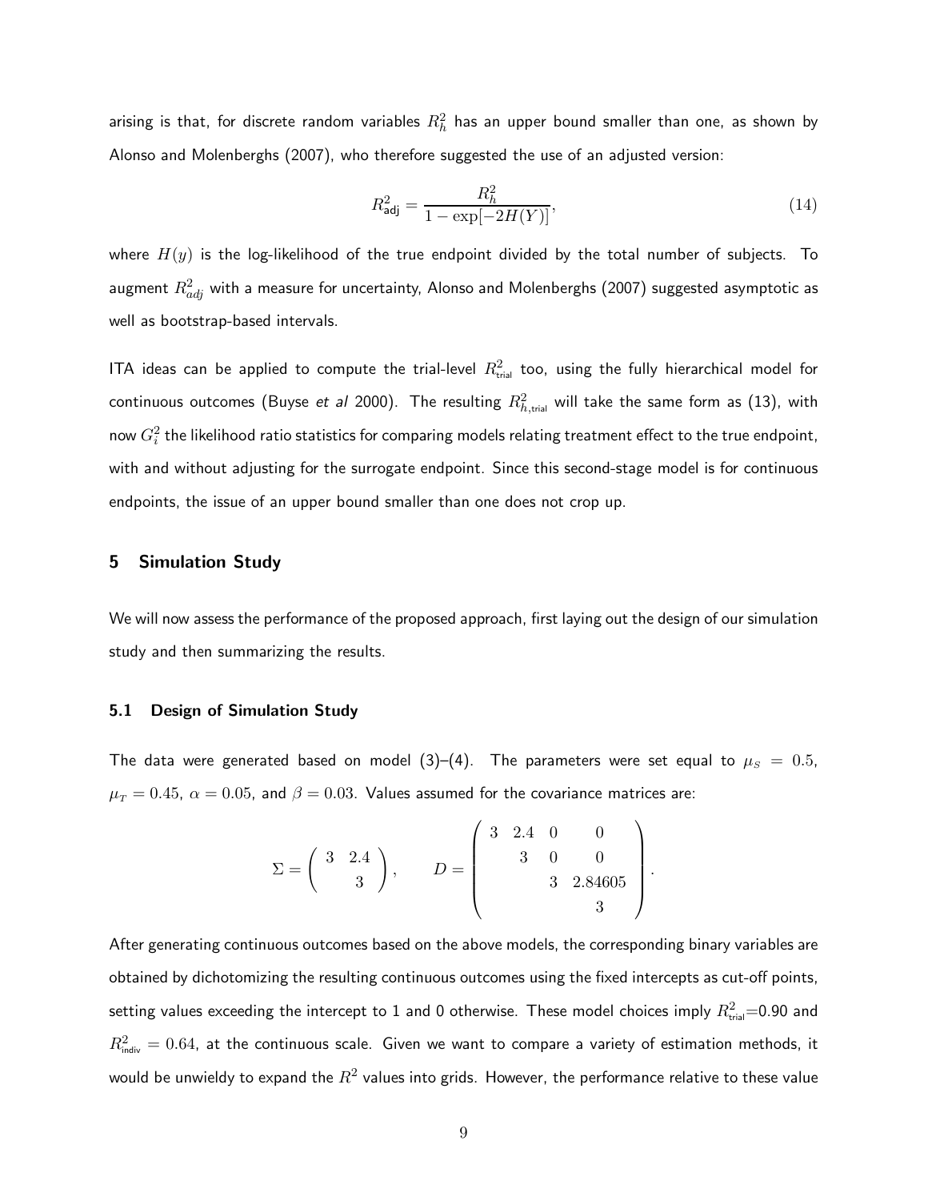arising is that, for discrete random variables $R_h^2$ has an upper bound smaller than one, as shown by Alonso and Molenberghs (2007), who therefore suggested the use of an adjusted version:

$$R_{\mathsf{adj}}^2 = \frac{R_h^2}{1 - \exp[-2H(Y)]}, \tag{14}$$

where $H(y)$ is the log-likelihood of the true endpoint divided by the total number of subjects. To augment $R_{adj}^2$ with a measure for uncertainty, Alonso and Molenberghs (2007) suggested asymptotic as well as bootstrap-based intervals.

ITA ideas can be applied to compute the trial-level $R_{\mathsf{trial}}^2$ too, using the fully hierarchical model for continuous outcomes (Buyse *et al* 2000). The resulting $R_{h,\mathsf{trial}}^2$ will take the same form as (13), with now $G_i^2$ the likelihood ratio statistics for comparing models relating treatment effect to the true endpoint, with and without adjusting for the surrogate endpoint. Since this second-stage model is for continuous endpoints, the issue of an upper bound smaller than one does not crop up.

## 5 Simulation Study

We will now assess the performance of the proposed approach, first laying out the design of our simulation study and then summarizing the results.

### 5.1 Design of Simulation Study

The data were generated based on model (3)–(4). The parameters were set equal to $\mu_S = 0.5$, $\mu_T = 0.45$, $\alpha = 0.05$, and $\beta = 0.03$. Values assumed for the covariance matrices are:

$$\Sigma = \begin{pmatrix} 3 & 2.4 \\ & 3 \end{pmatrix}, \qquad D = \begin{pmatrix} 3 & 2.4 & 0 & 0 \\ & 3 & 0 & 0 \\ & & 3 & 2.84605 \\ & & & 3 \end{pmatrix}.$$

After generating continuous outcomes based on the above models, the corresponding binary variables are obtained by dichotomizing the resulting continuous outcomes using the fixed intercepts as cut-off points, setting values exceeding the intercept to 1 and 0 otherwise. These model choices imply $R_{\mathsf{trial}}^2$=0.90 and $R_{\mathsf{indiv}}^2 = 0.64$, at the continuous scale. Given we want to compare a variety of estimation methods, it would be unwieldy to expand the $R^2$ values into grids. However, the performance relative to these value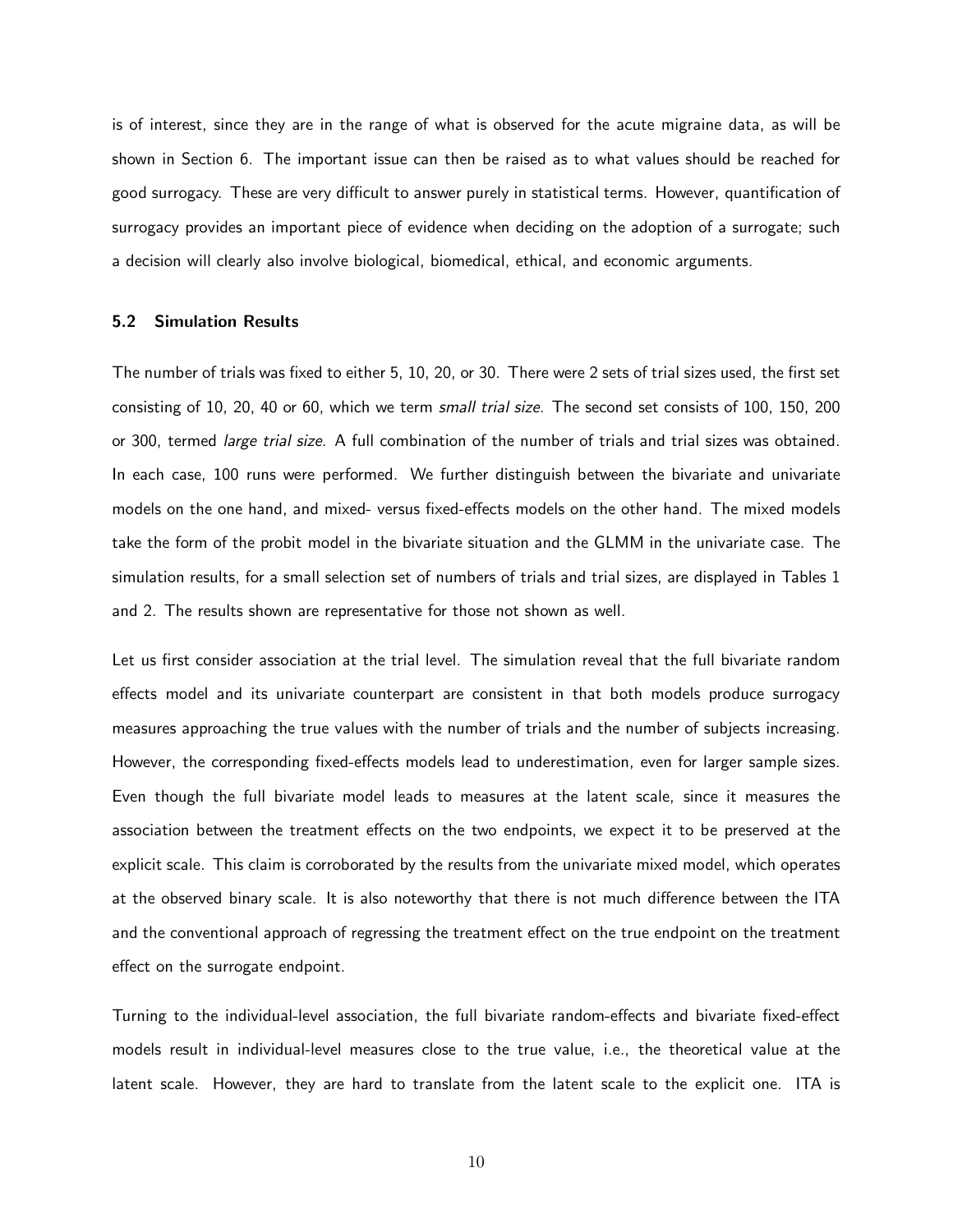is of interest, since they are in the range of what is observed for the acute migraine data, as will be shown in Section 6. The important issue can then be raised as to what values should be reached for good surrogacy. These are very difficult to answer purely in statistical terms. However, quantification of surrogacy provides an important piece of evidence when deciding on the adoption of a surrogate; such a decision will clearly also involve biological, biomedical, ethical, and economic arguments.

### 5.2 Simulation Results

The number of trials was fixed to either 5, 10, 20, or 30. There were 2 sets of trial sizes used, the first set consisting of 10, 20, 40 or 60, which we term *small trial size*. The second set consists of 100, 150, 200 or 300, termed *large trial size*. A full combination of the number of trials and trial sizes was obtained. In each case, 100 runs were performed. We further distinguish between the bivariate and univariate models on the one hand, and mixed- versus fixed-effects models on the other hand. The mixed models take the form of the probit model in the bivariate situation and the GLMM in the univariate case. The simulation results, for a small selection set of numbers of trials and trial sizes, are displayed in Tables 1 and 2. The results shown are representative for those not shown as well.

Let us first consider association at the trial level. The simulation reveal that the full bivariate random effects model and its univariate counterpart are consistent in that both models produce surrogacy measures approaching the true values with the number of trials and the number of subjects increasing. However, the corresponding fixed-effects models lead to underestimation, even for larger sample sizes. Even though the full bivariate model leads to measures at the latent scale, since it measures the association between the treatment effects on the two endpoints, we expect it to be preserved at the explicit scale. This claim is corroborated by the results from the univariate mixed model, which operates at the observed binary scale. It is also noteworthy that there is not much difference between the ITA and the conventional approach of regressing the treatment effect on the true endpoint on the treatment effect on the surrogate endpoint.

Turning to the individual-level association, the full bivariate random-effects and bivariate fixed-effect models result in individual-level measures close to the true value, i.e., the theoretical value at the latent scale. However, they are hard to translate from the latent scale to the explicit one. ITA is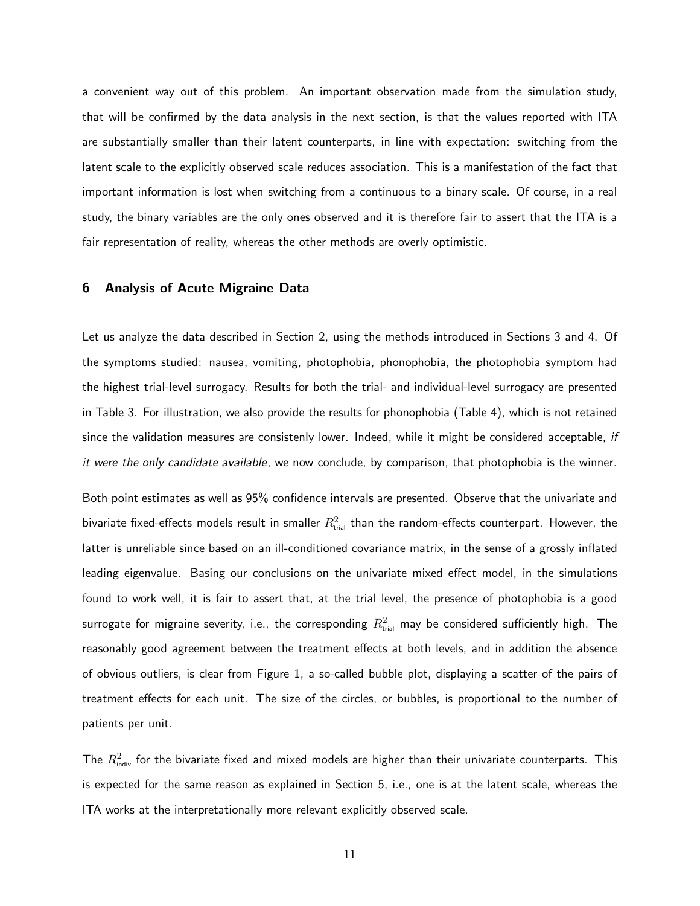a convenient way out of this problem. An important observation made from the simulation study, that will be confirmed by the data analysis in the next section, is that the values reported with ITA are substantially smaller than their latent counterparts, in line with expectation: switching from the latent scale to the explicitly observed scale reduces association. This is a manifestation of the fact that important information is lost when switching from a continuous to a binary scale. Of course, in a real study, the binary variables are the only ones observed and it is therefore fair to assert that the ITA is a fair representation of reality, whereas the other methods are overly optimistic.

## 6 Analysis of Acute Migraine Data

Let us analyze the data described in Section 2, using the methods introduced in Sections 3 and 4. Of the symptoms studied: nausea, vomiting, photophobia, phonophobia, the photophobia symptom had the highest trial-level surrogacy. Results for both the trial- and individual-level surrogacy are presented in Table 3. For illustration, we also provide the results for phonophobia (Table 4), which is not retained since the validation measures are consistenly lower. Indeed, while it might be considered acceptable, *if it were the only candidate available*, we now conclude, by comparison, that photophobia is the winner.

Both point estimates as well as 95% confidence intervals are presented. Observe that the univariate and bivariate fixed-effects models result in smaller $R^2_{\text{trial}}$ than the random-effects counterpart. However, the latter is unreliable since based on an ill-conditioned covariance matrix, in the sense of a grossly inflated leading eigenvalue. Basing our conclusions on the univariate mixed effect model, in the simulations found to work well, it is fair to assert that, at the trial level, the presence of photophobia is a good surrogate for migraine severity, i.e., the corresponding $R^2_{\text{trial}}$ may be considered sufficiently high. The reasonably good agreement between the treatment effects at both levels, and in addition the absence of obvious outliers, is clear from Figure 1, a so-called bubble plot, displaying a scatter of the pairs of treatment effects for each unit. The size of the circles, or bubbles, is proportional to the number of patients per unit.

The $R^2_{\text{indiv}}$ for the bivariate fixed and mixed models are higher than their univariate counterparts. This is expected for the same reason as explained in Section 5, i.e., one is at the latent scale, whereas the ITA works at the interpretationally more relevant explicitly observed scale.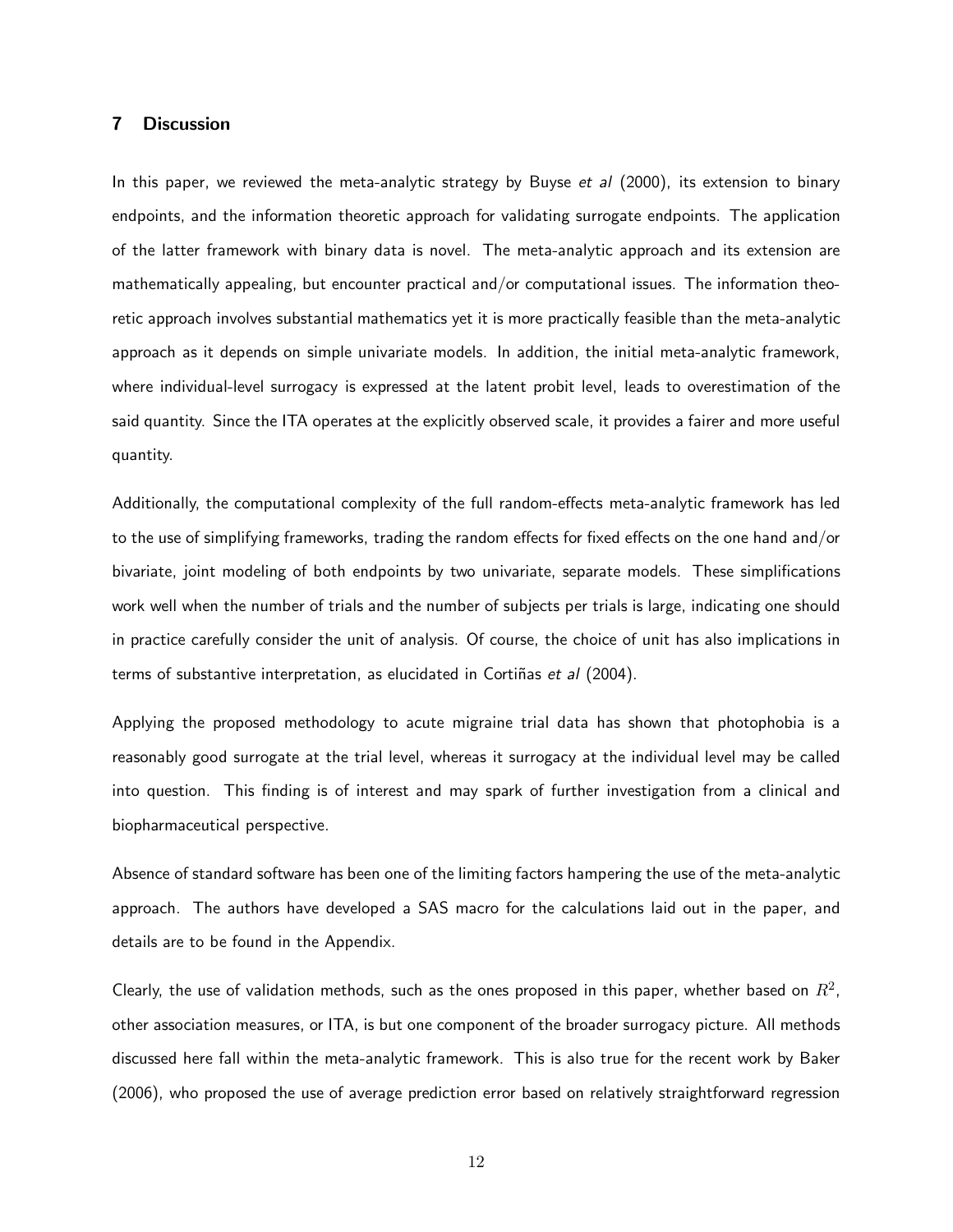## 7 Discussion

In this paper, we reviewed the meta-analytic strategy by Buyse *et al* (2000), its extension to binary endpoints, and the information theoretic approach for validating surrogate endpoints. The application of the latter framework with binary data is novel. The meta-analytic approach and its extension are mathematically appealing, but encounter practical and/or computational issues. The information theoretic approach involves substantial mathematics yet it is more practically feasible than the meta-analytic approach as it depends on simple univariate models. In addition, the initial meta-analytic framework, where individual-level surrogacy is expressed at the latent probit level, leads to overestimation of the said quantity. Since the ITA operates at the explicitly observed scale, it provides a fairer and more useful quantity.

Additionally, the computational complexity of the full random-effects meta-analytic framework has led to the use of simplifying frameworks, trading the random effects for fixed effects on the one hand and/or bivariate, joint modeling of both endpoints by two univariate, separate models. These simplifications work well when the number of trials and the number of subjects per trials is large, indicating one should in practice carefully consider the unit of analysis. Of course, the choice of unit has also implications in terms of substantive interpretation, as elucidated in Cortiñas *et al* (2004).

Applying the proposed methodology to acute migraine trial data has shown that photophobia is a reasonably good surrogate at the trial level, whereas it surrogacy at the individual level may be called into question. This finding is of interest and may spark of further investigation from a clinical and biopharmaceutical perspective.

Absence of standard software has been one of the limiting factors hampering the use of the meta-analytic approach. The authors have developed a SAS macro for the calculations laid out in the paper, and details are to be found in the Appendix.

Clearly, the use of validation methods, such as the ones proposed in this paper, whether based on $R^2$, other association measures, or ITA, is but one component of the broader surrogacy picture. All methods discussed here fall within the meta-analytic framework. This is also true for the recent work by Baker (2006), who proposed the use of average prediction error based on relatively straightforward regression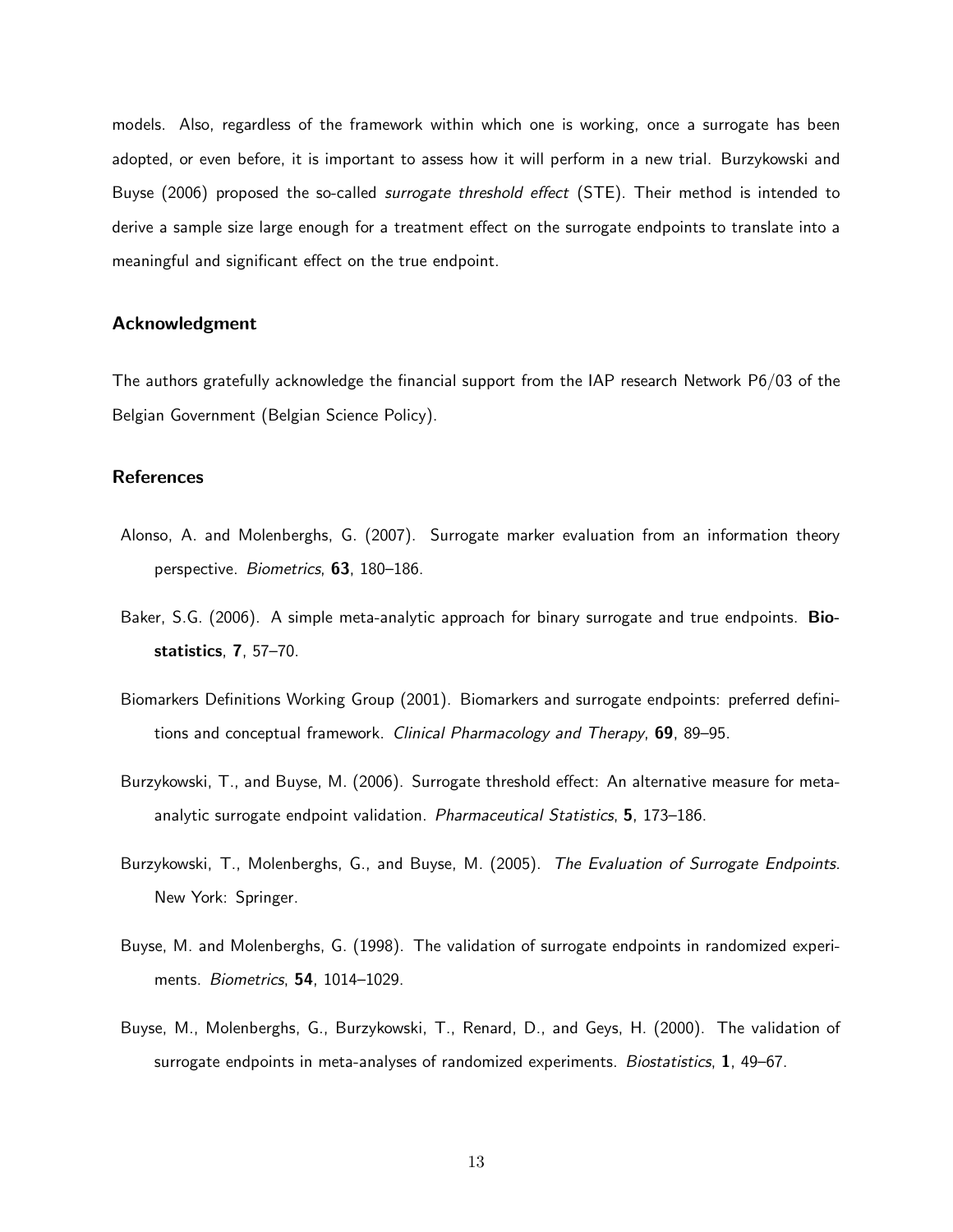models. Also, regardless of the framework within which one is working, once a surrogate has been adopted, or even before, it is important to assess how it will perform in a new trial. Burzykowski and Buyse (2006) proposed the so-called *surrogate threshold effect* (STE). Their method is intended to derive a sample size large enough for a treatment effect on the surrogate endpoints to translate into a meaningful and significant effect on the true endpoint.

## Acknowledgment

The authors gratefully acknowledge the financial support from the IAP research Network P6/03 of the Belgian Government (Belgian Science Policy).

## References

Alonso, A. and Molenberghs, G. (2007). Surrogate marker evaluation from an information theory perspective. *Biometrics*, **63**, 180–186.

Baker, S.G. (2006). A simple meta-analytic approach for binary surrogate and true endpoints. **Biostatistics**, **7**, 57–70.

Biomarkers Definitions Working Group (2001). Biomarkers and surrogate endpoints: preferred definitions and conceptual framework. *Clinical Pharmacology and Therapy*, **69**, 89–95.

Burzykowski, T., and Buyse, M. (2006). Surrogate threshold effect: An alternative measure for meta-analytic surrogate endpoint validation. *Pharmaceutical Statistics*, **5**, 173–186.

Burzykowski, T., Molenberghs, G., and Buyse, M. (2005). *The Evaluation of Surrogate Endpoints*. New York: Springer.

Buyse, M. and Molenberghs, G. (1998). The validation of surrogate endpoints in randomized experiments. *Biometrics*, **54**, 1014–1029.

Buyse, M., Molenberghs, G., Burzykowski, T., Renard, D., and Geys, H. (2000). The validation of surrogate endpoints in meta-analyses of randomized experiments. *Biostatistics*, **1**, 49–67.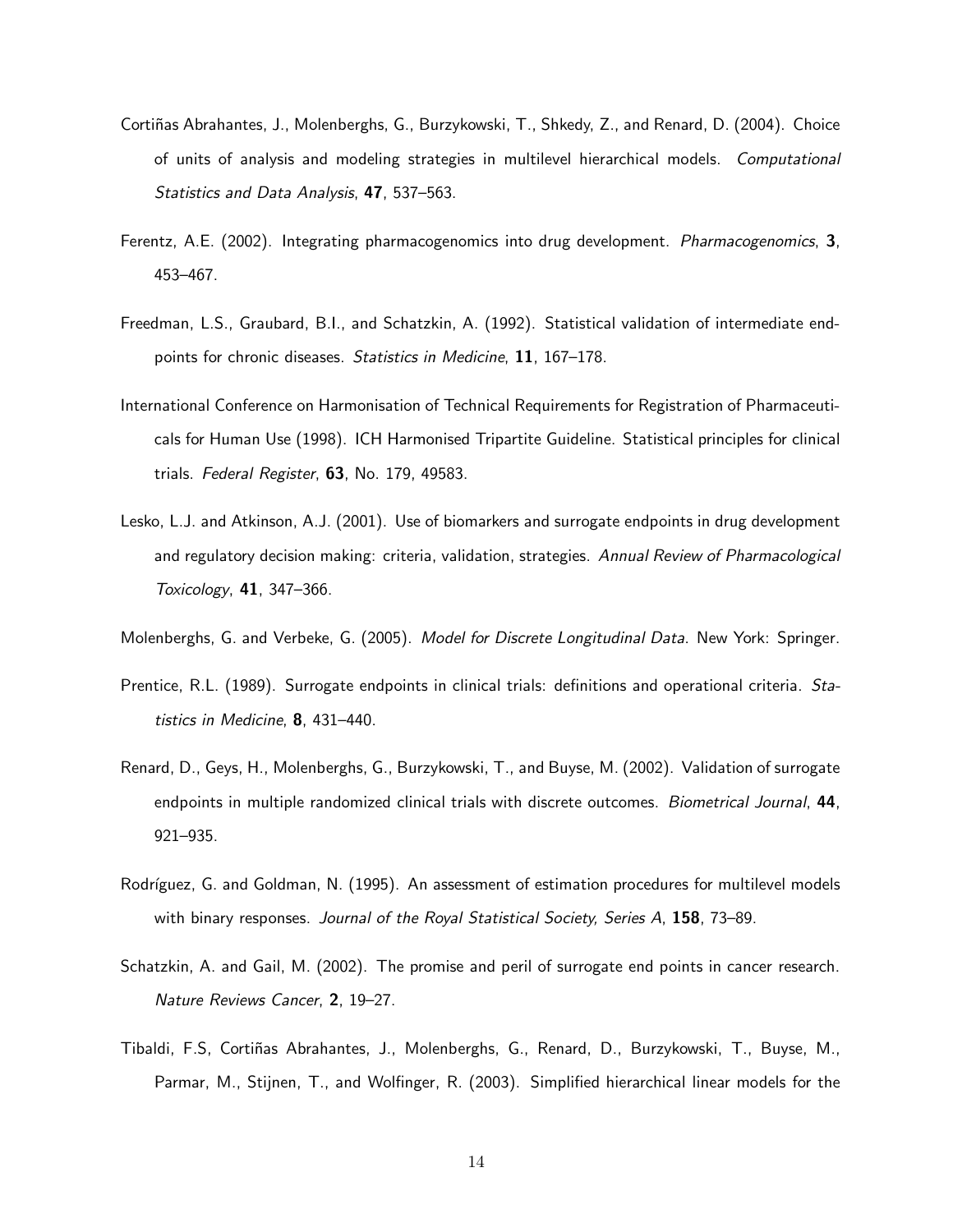Cortiñas Abrahantes, J., Molenberghs, G., Burzykowski, T., Shkedy, Z., and Renard, D. (2004). Choice of units of analysis and modeling strategies in multilevel hierarchical models. *Computational Statistics and Data Analysis*, **47**, 537–563.

Ferentz, A.E. (2002). Integrating pharmacogenomics into drug development. *Pharmacogenomics*, **3**, 453–467.

Freedman, L.S., Graubard, B.I., and Schatzkin, A. (1992). Statistical validation of intermediate endpoints for chronic diseases. *Statistics in Medicine*, **11**, 167–178.

International Conference on Harmonisation of Technical Requirements for Registration of Pharmaceuticals for Human Use (1998). ICH Harmonised Tripartite Guideline. Statistical principles for clinical trials. *Federal Register*, **63**, No. 179, 49583.

Lesko, L.J. and Atkinson, A.J. (2001). Use of biomarkers and surrogate endpoints in drug development and regulatory decision making: criteria, validation, strategies. *Annual Review of Pharmacological Toxicology*, **41**, 347–366.

Molenberghs, G. and Verbeke, G. (2005). *Model for Discrete Longitudinal Data*. New York: Springer.

Prentice, R.L. (1989). Surrogate endpoints in clinical trials: definitions and operational criteria. *Statistics in Medicine*, **8**, 431–440.

Renard, D., Geys, H., Molenberghs, G., Burzykowski, T., and Buyse, M. (2002). Validation of surrogate endpoints in multiple randomized clinical trials with discrete outcomes. *Biometrical Journal*, **44**, 921–935.

Rodríguez, G. and Goldman, N. (1995). An assessment of estimation procedures for multilevel models with binary responses. *Journal of the Royal Statistical Society, Series A*, **158**, 73–89.

Schatzkin, A. and Gail, M. (2002). The promise and peril of surrogate end points in cancer research. *Nature Reviews Cancer*, **2**, 19–27.

Tibaldi, F.S, Cortiñas Abrahantes, J., Molenberghs, G., Renard, D., Burzykowski, T., Buyse, M., Parmar, M., Stijnen, T., and Wolfinger, R. (2003). Simplified hierarchical linear models for the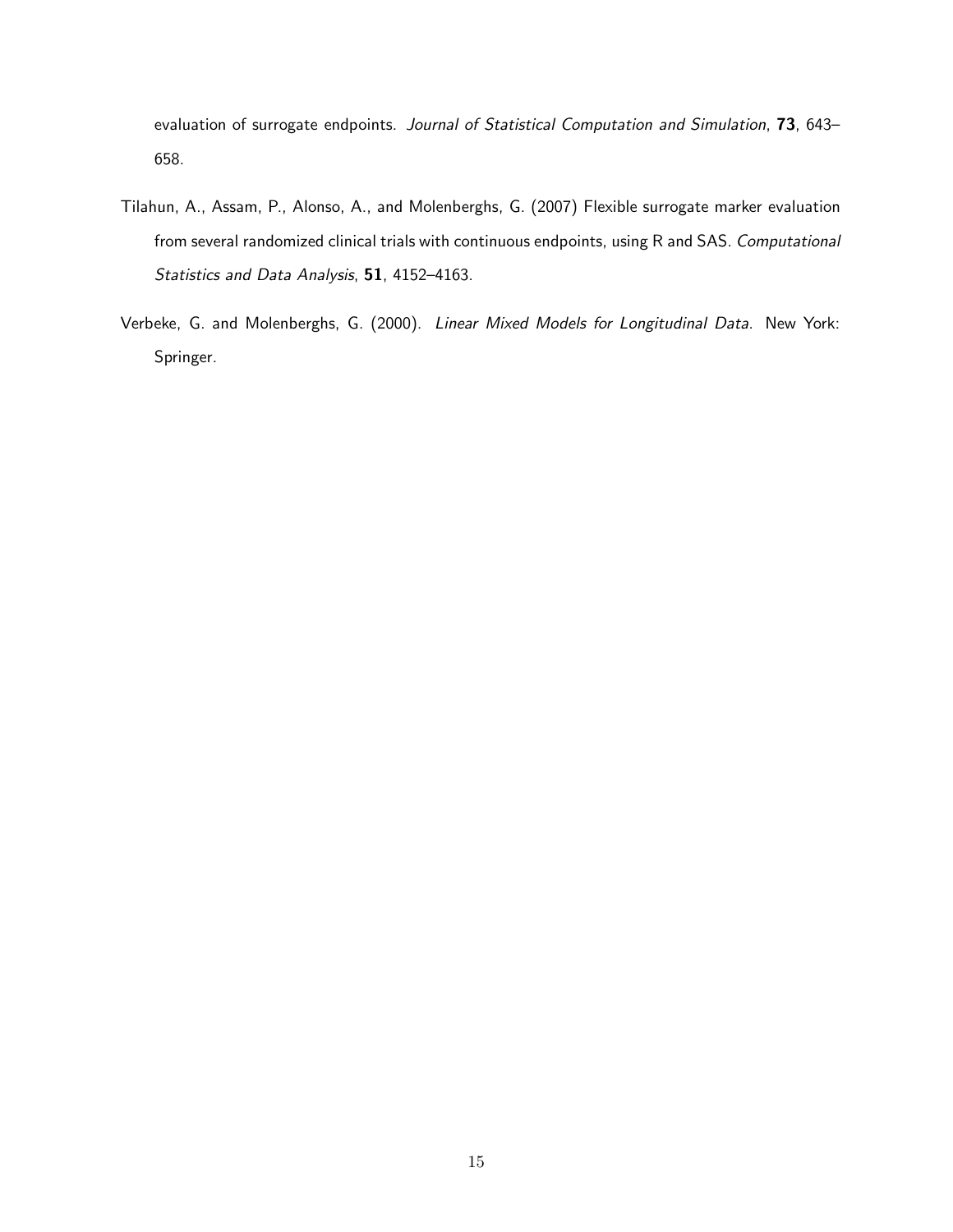evaluation of surrogate endpoints. *Journal of Statistical Computation and Simulation*, **73**, 643–658.

Tilahun, A., Assam, P., Alonso, A., and Molenberghs, G. (2007) Flexible surrogate marker evaluation from several randomized clinical trials with continuous endpoints, using R and SAS. *Computational Statistics and Data Analysis*, **51**, 4152–4163.

Verbeke, G. and Molenberghs, G. (2000). *Linear Mixed Models for Longitudinal Data*. New York: Springer.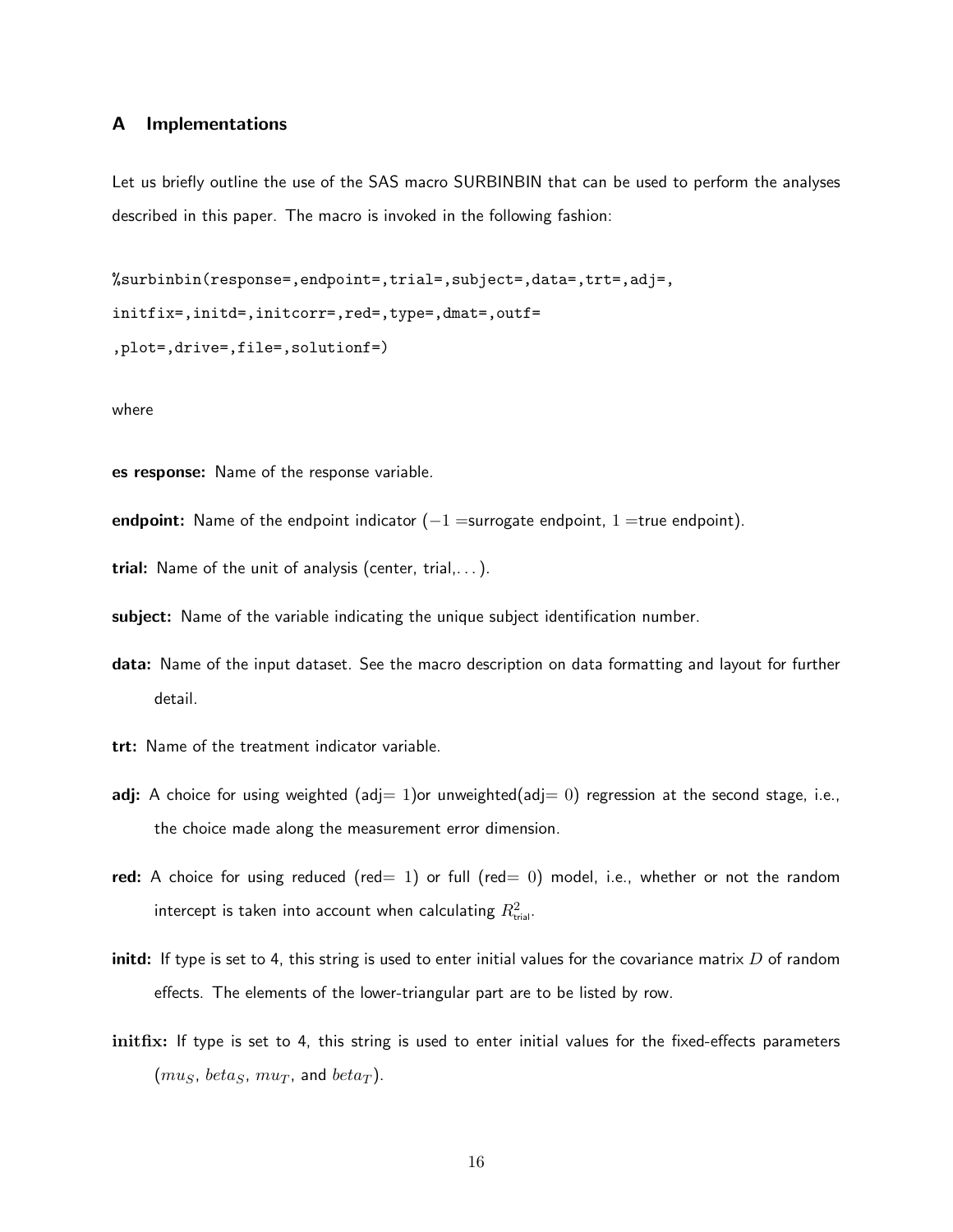## A Implementations

Let us briefly outline the use of the SAS macro SURBINBIN that can be used to perform the analyses described in this paper. The macro is invoked in the following fashion:

```
%surbinbin(response=,endpoint=,trial=,subject=,data=,trt=,adj=,
initfix=,initd=,initcorr=,red=,type=,dmat=,outf=
,plot=,drive=,file=,solutionf=)
```

where

**es response:** Name of the response variable.

**endpoint:** Name of the endpoint indicator ($-1$ =surrogate endpoint, $1$ =true endpoint).

**trial:** Name of the unit of analysis (center, trial,...).

**subject:** Name of the variable indicating the unique subject identification number.

**data:** Name of the input dataset. See the macro description on data formatting and layout for further detail.

**trt:** Name of the treatment indicator variable.

**adj:** A choice for using weighted (adj= $1$)or unweighted(adj= $0$) regression at the second stage, i.e., the choice made along the measurement error dimension.

**red:** A choice for using reduced (red= $1$) or full (red= $0$) model, i.e., whether or not the random intercept is taken into account when calculating $R^2_{\text{trial}}$.

**initd:** If type is set to 4, this string is used to enter initial values for the covariance matrix $D$ of random effects. The elements of the lower-triangular part are to be listed by row.

**initfix:** If type is set to 4, this string is used to enter initial values for the fixed-effects parameters ($mu_S$, $beta_S$, $mu_T$, and $beta_T$).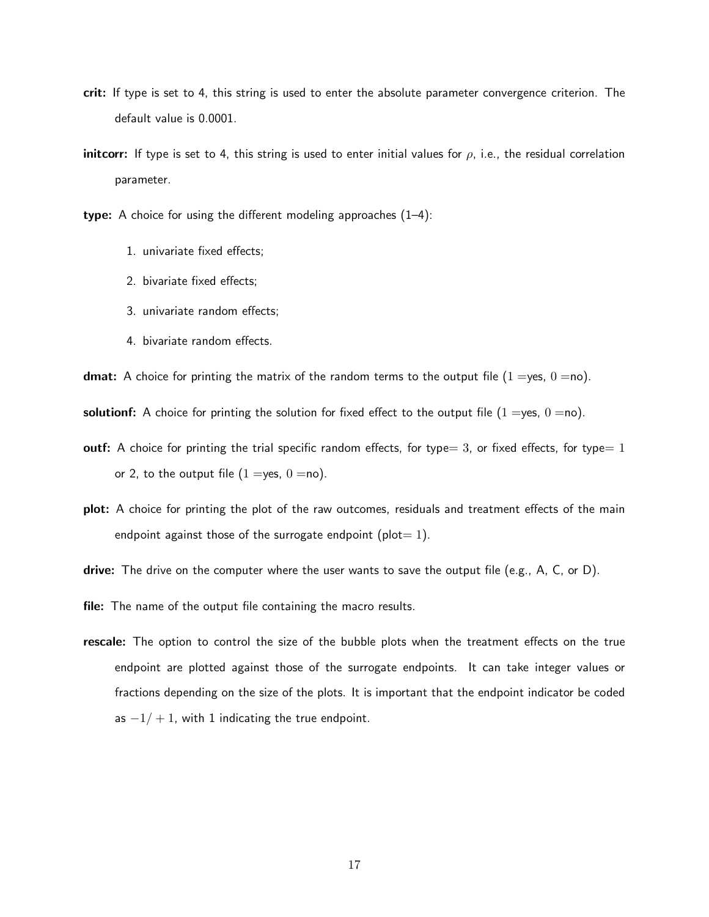**crit:** If type is set to 4, this string is used to enter the absolute parameter convergence criterion. The default value is 0.0001.

**initcorr:** If type is set to 4, this string is used to enter initial values for $\rho$, i.e., the residual correlation parameter.

**type:** A choice for using the different modeling approaches (1–4):

1. univariate fixed effects;
2. bivariate fixed effects;
3. univariate random effects;
4. bivariate random effects.

**dmat:** A choice for printing the matrix of the random terms to the output file ($1 =$yes, $0 =$no).

**solutionf:** A choice for printing the solution for fixed effect to the output file ($1 =$yes, $0 =$no).

**outf:** A choice for printing the trial specific random effects, for type$= 3$, or fixed effects, for type$= 1$ or 2, to the output file ($1 =$yes, $0 =$no).

**plot:** A choice for printing the plot of the raw outcomes, residuals and treatment effects of the main endpoint against those of the surrogate endpoint (plot$= 1$).

**drive:** The drive on the computer where the user wants to save the output file (e.g., A, C, or D).

**file:** The name of the output file containing the macro results.

**rescale:** The option to control the size of the bubble plots when the treatment effects on the true endpoint are plotted against those of the surrogate endpoints. It can take integer values or fractions depending on the size of the plots. It is important that the endpoint indicator be coded as $-1/+1$, with 1 indicating the true endpoint.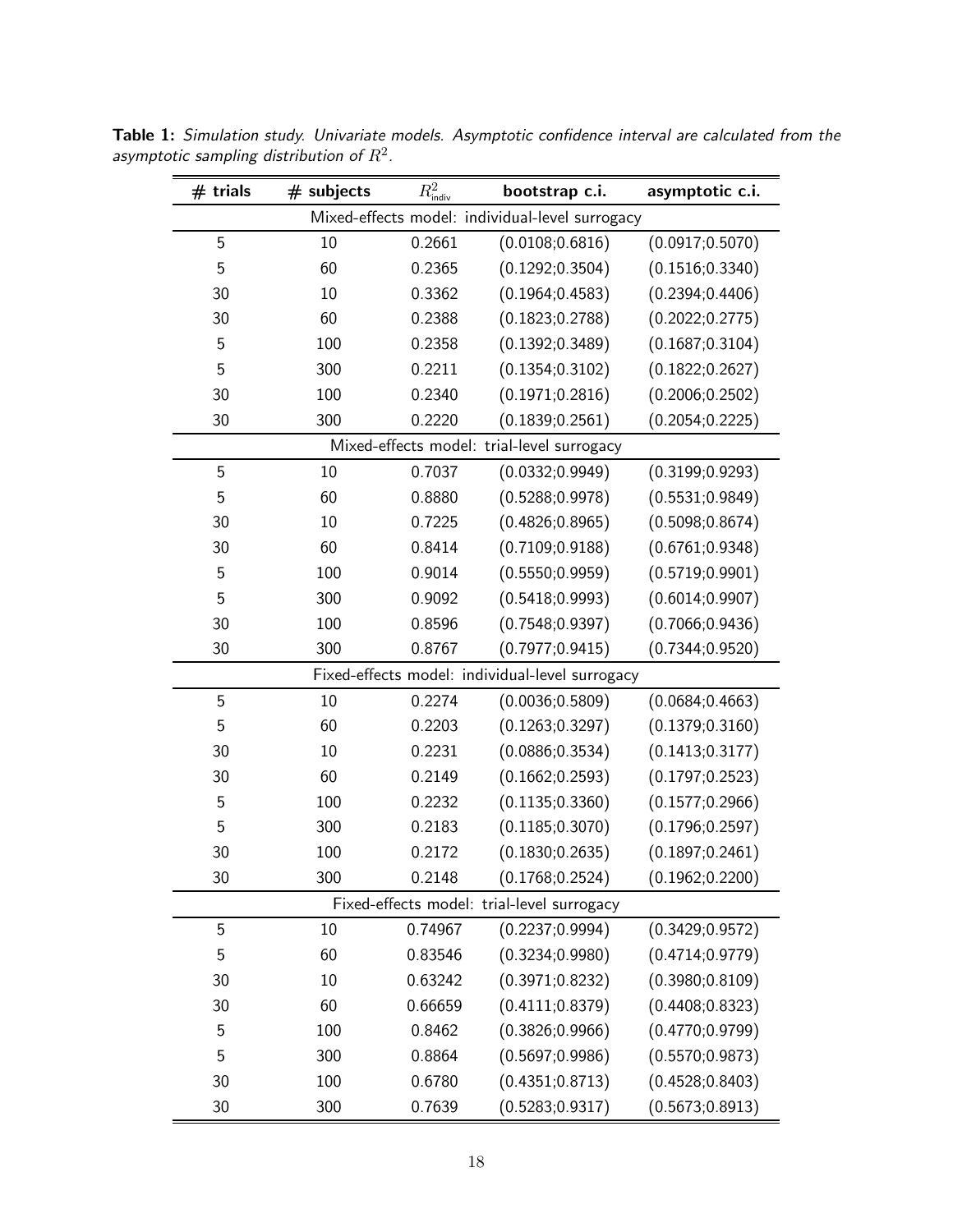**Table 1:** *Simulation study. Univariate models. Asymptotic confidence interval are calculated from the asymptotic sampling distribution of $R^2$.*

| # trials | # subjects | $R^2_{\text{indiv}}$ | bootstrap c.i. | asymptotic c.i. |
|---|---|---|---|---|
| Mixed-effects model: individual-level surrogacy | | | | |
| 5 | 10 | 0.2661 | (0.0108;0.6816) | (0.0917;0.5070) |
| 5 | 60 | 0.2365 | (0.1292;0.3504) | (0.1516;0.3340) |
| 30 | 10 | 0.3362 | (0.1964;0.4583) | (0.2394;0.4406) |
| 30 | 60 | 0.2388 | (0.1823;0.2788) | (0.2022;0.2775) |
| 5 | 100 | 0.2358 | (0.1392;0.3489) | (0.1687;0.3104) |
| 5 | 300 | 0.2211 | (0.1354;0.3102) | (0.1822;0.2627) |
| 30 | 100 | 0.2340 | (0.1971;0.2816) | (0.2006;0.2502) |
| 30 | 300 | 0.2220 | (0.1839;0.2561) | (0.2054;0.2225) |
| Mixed-effects model: trial-level surrogacy | | | | |
| 5 | 10 | 0.7037 | (0.0332;0.9949) | (0.3199;0.9293) |
| 5 | 60 | 0.8880 | (0.5288;0.9978) | (0.5531;0.9849) |
| 30 | 10 | 0.7225 | (0.4826;0.8965) | (0.5098;0.8674) |
| 30 | 60 | 0.8414 | (0.7109;0.9188) | (0.6761;0.9348) |
| 5 | 100 | 0.9014 | (0.5550;0.9959) | (0.5719;0.9901) |
| 5 | 300 | 0.9092 | (0.5418;0.9993) | (0.6014;0.9907) |
| 30 | 100 | 0.8596 | (0.7548;0.9397) | (0.7066;0.9436) |
| 30 | 300 | 0.8767 | (0.7977;0.9415) | (0.7344;0.9520) |
| Fixed-effects model: individual-level surrogacy | | | | |
| 5 | 10 | 0.2274 | (0.0036;0.5809) | (0.0684;0.4663) |
| 5 | 60 | 0.2203 | (0.1263;0.3297) | (0.1379;0.3160) |
| 30 | 10 | 0.2231 | (0.0886;0.3534) | (0.1413;0.3177) |
| 30 | 60 | 0.2149 | (0.1662;0.2593) | (0.1797;0.2523) |
| 5 | 100 | 0.2232 | (0.1135;0.3360) | (0.1577;0.2966) |
| 5 | 300 | 0.2183 | (0.1185;0.3070) | (0.1796;0.2597) |
| 30 | 100 | 0.2172 | (0.1830;0.2635) | (0.1897;0.2461) |
| 30 | 300 | 0.2148 | (0.1768;0.2524) | (0.1962;0.2200) |
| Fixed-effects model: trial-level surrogacy | | | | |
| 5 | 10 | 0.74967 | (0.2237;0.9994) | (0.3429;0.9572) |
| 5 | 60 | 0.83546 | (0.3234;0.9980) | (0.4714;0.9779) |
| 30 | 10 | 0.63242 | (0.3971;0.8232) | (0.3980;0.8109) |
| 30 | 60 | 0.66659 | (0.4111;0.8379) | (0.4408;0.8323) |
| 5 | 100 | 0.8462 | (0.3826;0.9966) | (0.4770;0.9799) |
| 5 | 300 | 0.8864 | (0.5697;0.9986) | (0.5570;0.9873) |
| 30 | 100 | 0.6780 | (0.4351;0.8713) | (0.4528;0.8403) |
| 30 | 300 | 0.7639 | (0.5283;0.9317) | (0.5673;0.8913) |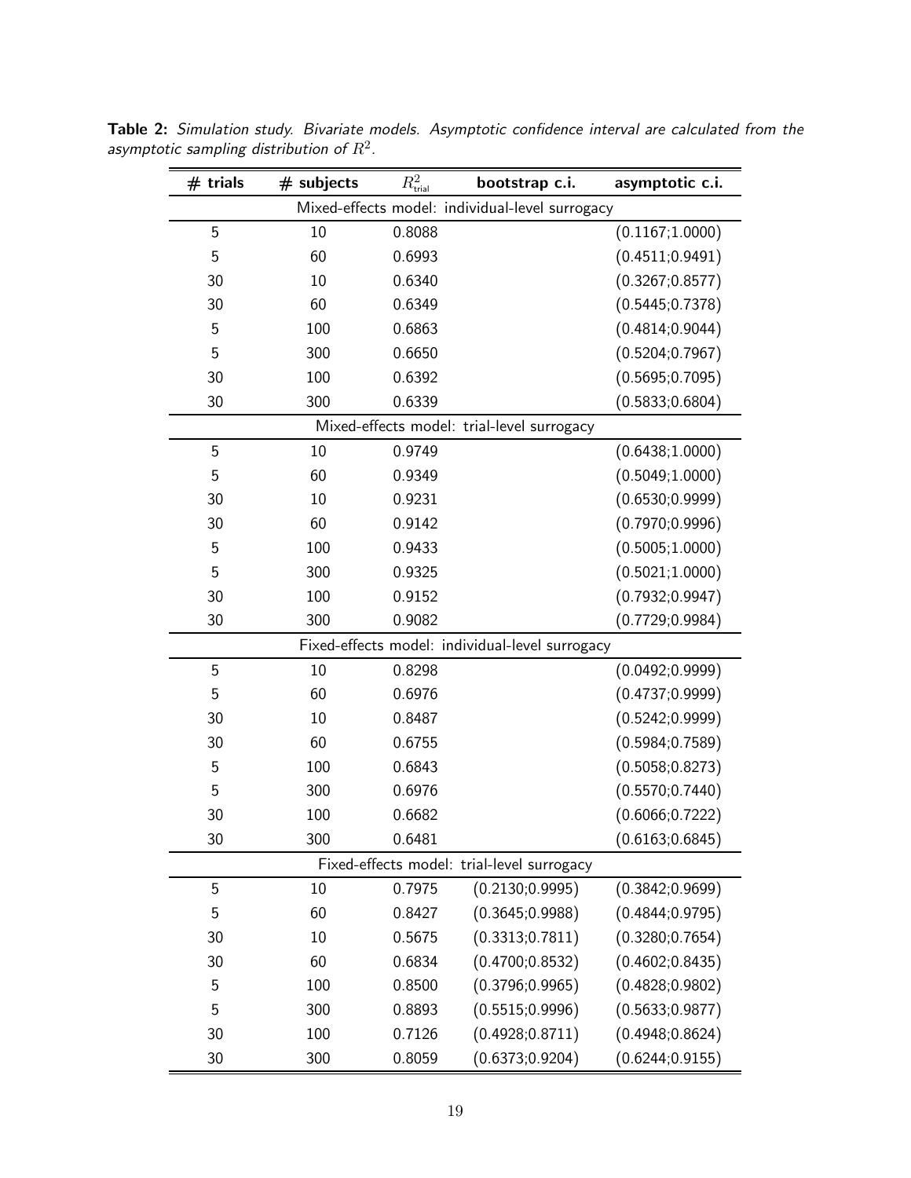**Table 2:** *Simulation study. Bivariate models. Asymptotic confidence interval are calculated from the asymptotic sampling distribution of $R^2$.*

| # trials | # subjects | $R^2_{\text{trial}}$ | bootstrap c.i. | asymptotic c.i. |
|---|---|---|---|---|
| Mixed-effects model: individual-level surrogacy | | | | |
| 5 | 10 | 0.8088 | | (0.1167;1.0000) |
| 5 | 60 | 0.6993 | | (0.4511;0.9491) |
| 30 | 10 | 0.6340 | | (0.3267;0.8577) |
| 30 | 60 | 0.6349 | | (0.5445;0.7378) |
| 5 | 100 | 0.6863 | | (0.4814;0.9044) |
| 5 | 300 | 0.6650 | | (0.5204;0.7967) |
| 30 | 100 | 0.6392 | | (0.5695;0.7095) |
| 30 | 300 | 0.6339 | | (0.5833;0.6804) |
| Mixed-effects model: trial-level surrogacy | | | | |
| 5 | 10 | 0.9749 | | (0.6438;1.0000) |
| 5 | 60 | 0.9349 | | (0.5049;1.0000) |
| 30 | 10 | 0.9231 | | (0.6530;0.9999) |
| 30 | 60 | 0.9142 | | (0.7970;0.9996) |
| 5 | 100 | 0.9433 | | (0.5005;1.0000) |
| 5 | 300 | 0.9325 | | (0.5021;1.0000) |
| 30 | 100 | 0.9152 | | (0.7932;0.9947) |
| 30 | 300 | 0.9082 | | (0.7729;0.9984) |
| Fixed-effects model: individual-level surrogacy | | | | |
| 5 | 10 | 0.8298 | | (0.0492;0.9999) |
| 5 | 60 | 0.6976 | | (0.4737;0.9999) |
| 30 | 10 | 0.8487 | | (0.5242;0.9999) |
| 30 | 60 | 0.6755 | | (0.5984;0.7589) |
| 5 | 100 | 0.6843 | | (0.5058;0.8273) |
| 5 | 300 | 0.6976 | | (0.5570;0.7440) |
| 30 | 100 | 0.6682 | | (0.6066;0.7222) |
| 30 | 300 | 0.6481 | | (0.6163;0.6845) |
| Fixed-effects model: trial-level surrogacy | | | | |
| 5 | 10 | 0.7975 | (0.2130;0.9995) | (0.3842;0.9699) |
| 5 | 60 | 0.8427 | (0.3645;0.9988) | (0.4844;0.9795) |
| 30 | 10 | 0.5675 | (0.3313;0.7811) | (0.3280;0.7654) |
| 30 | 60 | 0.6834 | (0.4700;0.8532) | (0.4602;0.8435) |
| 5 | 100 | 0.8500 | (0.3796;0.9965) | (0.4828;0.9802) |
| 5 | 300 | 0.8893 | (0.5515;0.9996) | (0.5633;0.9877) |
| 30 | 100 | 0.7126 | (0.4928;0.8711) | (0.4948;0.8624) |
| 30 | 300 | 0.8059 | (0.6373;0.9204) | (0.6244;0.9155) |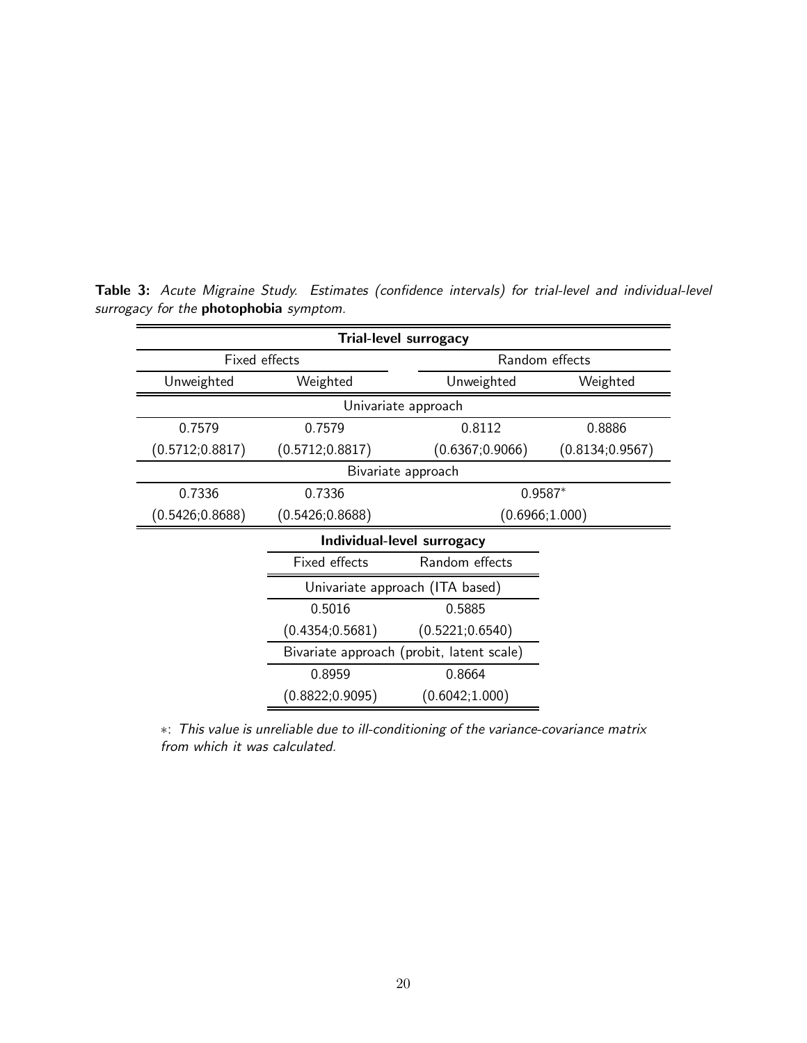**Table 3:** *Acute Migraine Study. Estimates (confidence intervals) for trial-level and individual-level surrogacy for the* **photophobia** *symptom.*

| **Trial-level surrogacy** | | | |
|---|---|---|---|
| Fixed effects | | Random effects | |
| Unweighted | Weighted | Unweighted | Weighted |
| Univariate approach | | | |
| 0.7579 | 0.7579 | 0.8112 | 0.8886 |
| (0.5712;0.8817) | (0.5712;0.8817) | (0.6367;0.9066) | (0.8134;0.9567) |
| Bivariate approach | | | |
| 0.7336 | 0.7336 | 0.9587* | |
| (0.5426;0.8688) | (0.5426;0.8688) | (0.6966;1.000) | |

| **Individual-level surrogacy** | |
|---|---|
| Fixed effects | Random effects |
| Univariate approach (ITA based) | |
| 0.5016 | 0.5885 |
| (0.4354;0.5681) | (0.5221;0.6540) |
| Bivariate approach (probit, latent scale) | |
| 0.8959 | 0.8664 |
| (0.8822;0.9095) | (0.6042;1.000) |

∗: *This value is unreliable due to ill-conditioning of the variance-covariance matrix from which it was calculated.*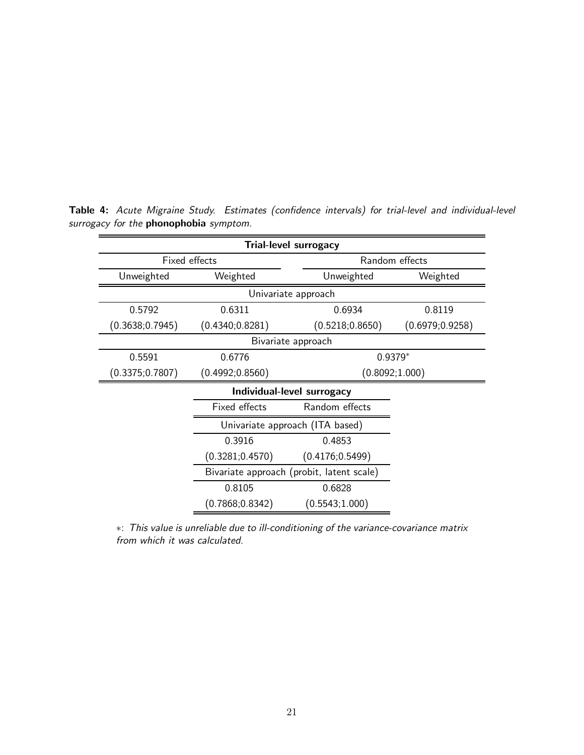**Table 4:** *Acute Migraine Study. Estimates (confidence intervals) for trial-level and individual-level surrogacy for the* **phonophobia** *symptom.*

| **Trial-level surrogacy** | | | |
|---|---|---|---|
| Fixed effects | | Random effects | |
| Unweighted | Weighted | Unweighted | Weighted |
| Univariate approach | | | |
| 0.5792 | 0.6311 | 0.6934 | 0.8119 |
| (0.3638;0.7945) | (0.4340;0.8281) | (0.5218;0.8650) | (0.6979;0.9258) |
| Bivariate approach | | | |
| 0.5591 | 0.6776 | 0.9379* | |
| (0.3375;0.7807) | (0.4992;0.8560) | (0.8092;1.000) | |

| **Individual-level surrogacy** | |
|---|---|
| Fixed effects | Random effects |
| Univariate approach (ITA based) | |
| 0.3916 | 0.4853 |
| (0.3281;0.4570) | (0.4176;0.5499) |
| Bivariate approach (probit, latent scale) | |
| 0.8105 | 0.6828 |
| (0.7868;0.8342) | (0.5543;1.000) |

*: *This value is unreliable due to ill-conditioning of the variance-covariance matrix from which it was calculated.*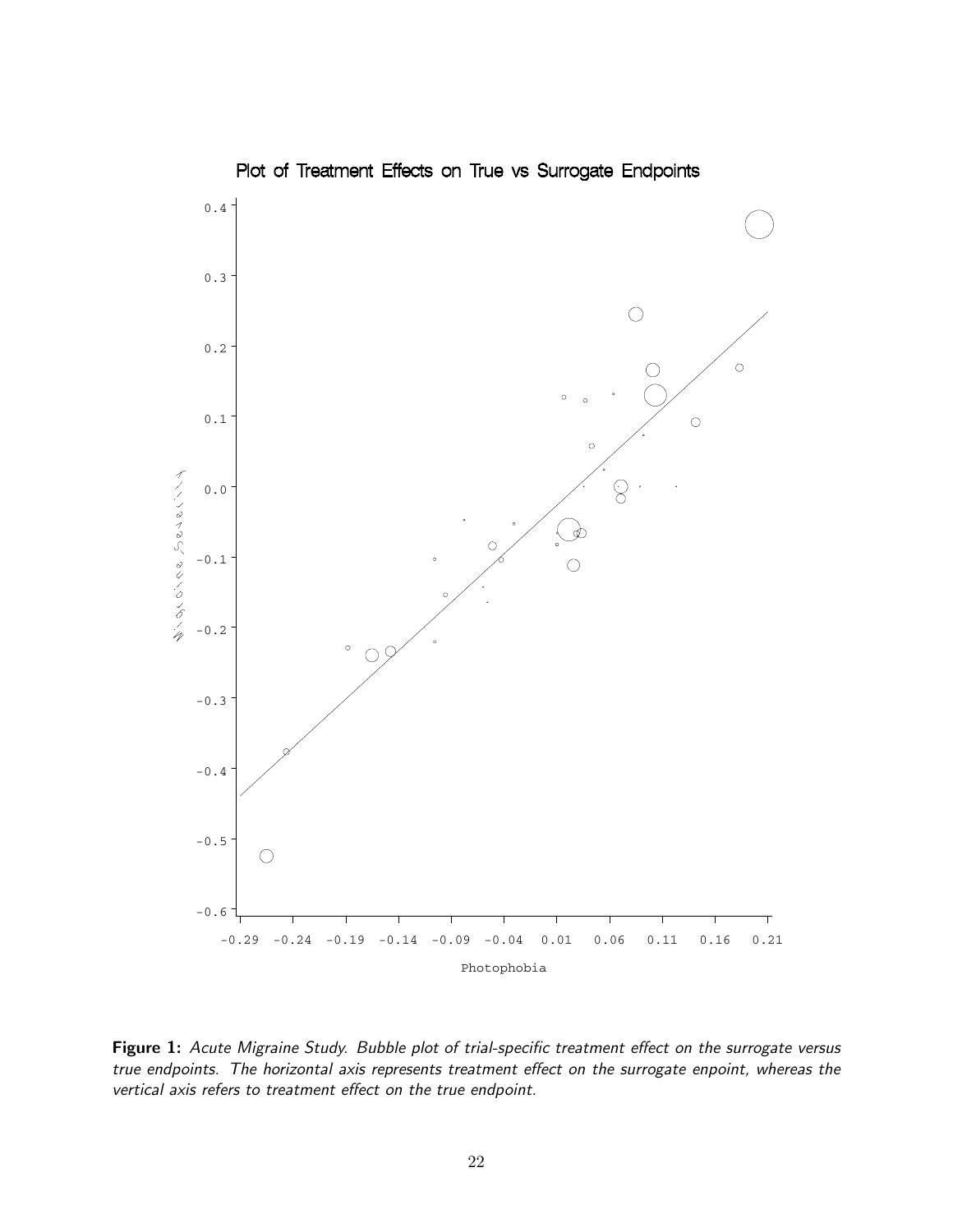Plot of Treatment Effects on True vs Surrogate Endpoints

0.4
0.3
0.2
0.1
0.0
-0.1
-0.2
-0.3
-0.4
-0.5
-0.6

Migraine Severity

-0.29 -0.24 -0.19 -0.14 -0.09 -0.04 0.01 0.06 0.11 0.16 0.21

Photophobia

**Figure 1:** *Acute Migraine Study. Bubble plot of trial-specific treatment effect on the surrogate versus true endpoints. The horizontal axis represents treatment effect on the surrogate enpoint, whereas the vertical axis refers to treatment effect on the true endpoint.*